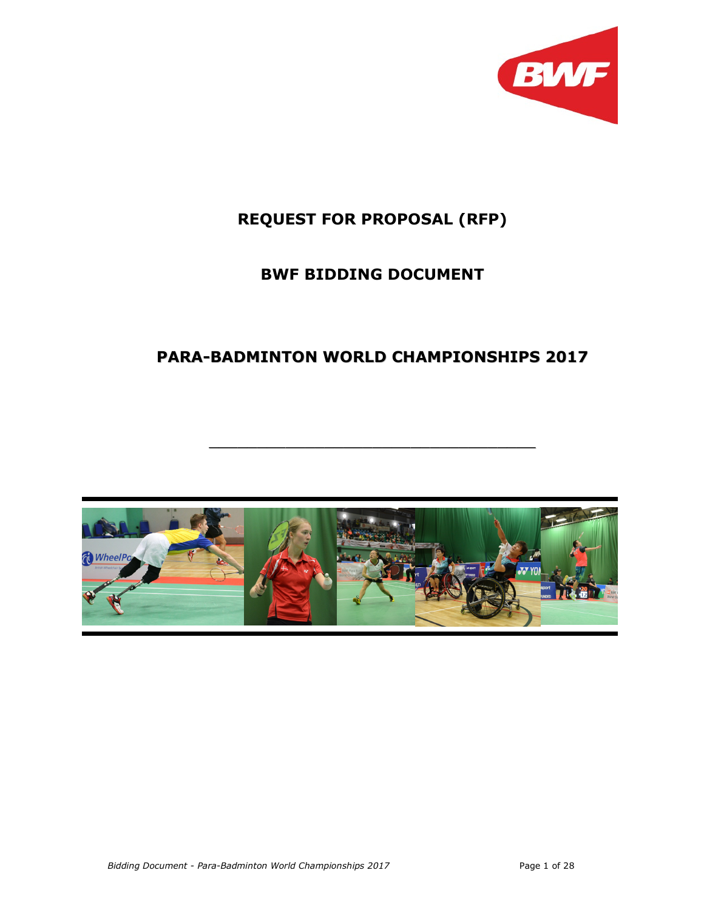# REQUEST FOR PROPOSAL (RFP)

## BWF BIDDING DOCUMENT

## PARA-BADMINTON WORLD CHAMPIONSHIPS 2017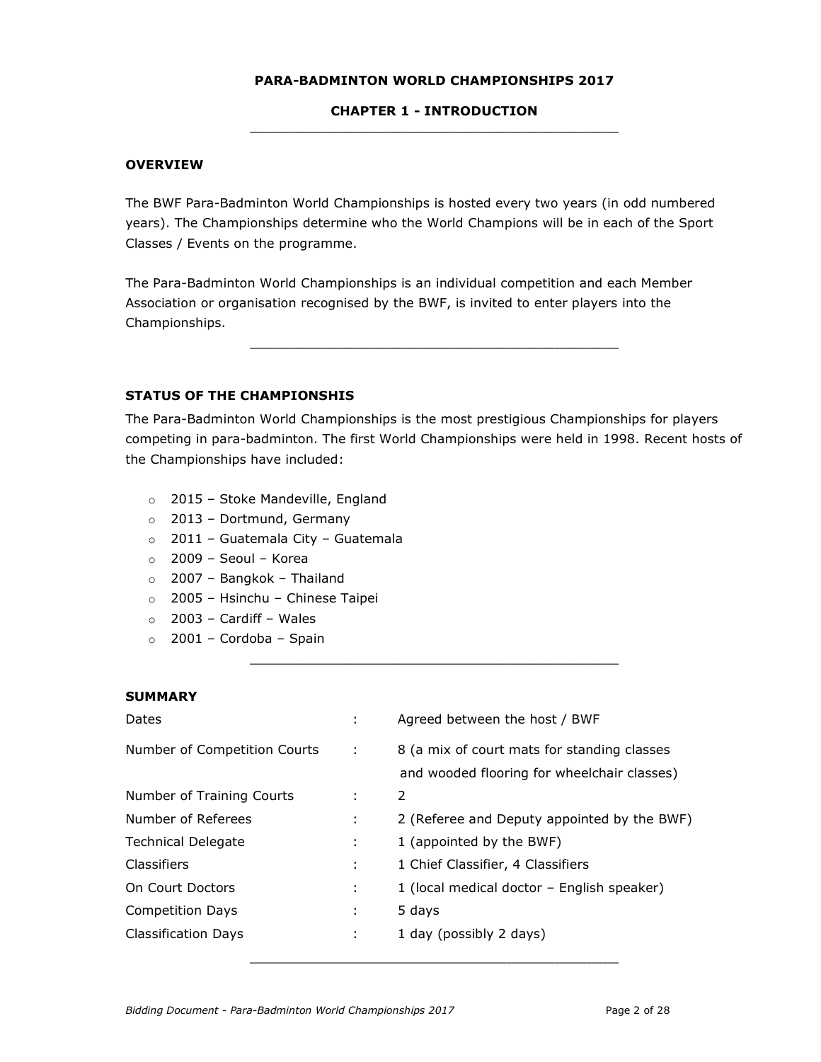# PARA-BADMINTON WORLD CHAMPIONSHIPS 2017

## CHAPTER 1 - INTRODUCTION

---

### OVERVIEW

The BWF Para-Badminton World Championships is hosted every two years (in odd numbered years). The Championships determine who the World Champions will be in each of the Sport Classes / Events on the programme.

The Para-Badminton World Championships is an individual competition and each Member Association or organisation recognised by the BWF, is invited to enter players into the Championships.

---

### STATUS OF THE CHAMPIONSHIS

The Para-Badminton World Championships is the most prestigious Championships for players competing in para-badminton. The first World Championships were held in 1998. Recent hosts of the Championships have included:

- 2015 – Stoke Mandeville, England
- 2013 – Dortmund, Germany
- 2011 – Guatemala City – Guatemala
- 2009 – Seoul – Korea
- 2007 – Bangkok – Thailand
- 2005 – Hsinchu – Chinese Taipei
- 2003 – Cardiff – Wales
- 2001 – Cordoba – Spain

---

### SUMMARY

| | | |
|---|---|---|
| Dates | : | Agreed between the host / BWF |
| Number of Competition Courts | : | 8 (a mix of court mats for standing classes and wooded flooring for wheelchair classes) |
| Number of Training Courts | : | 2 |
| Number of Referees | : | 2 (Referee and Deputy appointed by the BWF) |
| Technical Delegate | : | 1 (appointed by the BWF) |
| Classifiers | : | 1 Chief Classifier, 4 Classifiers |
| On Court Doctors | : | 1 (local medical doctor – English speaker) |
| Competition Days | : | 5 days |
| Classification Days | : | 1 day (possibly 2 days) |

---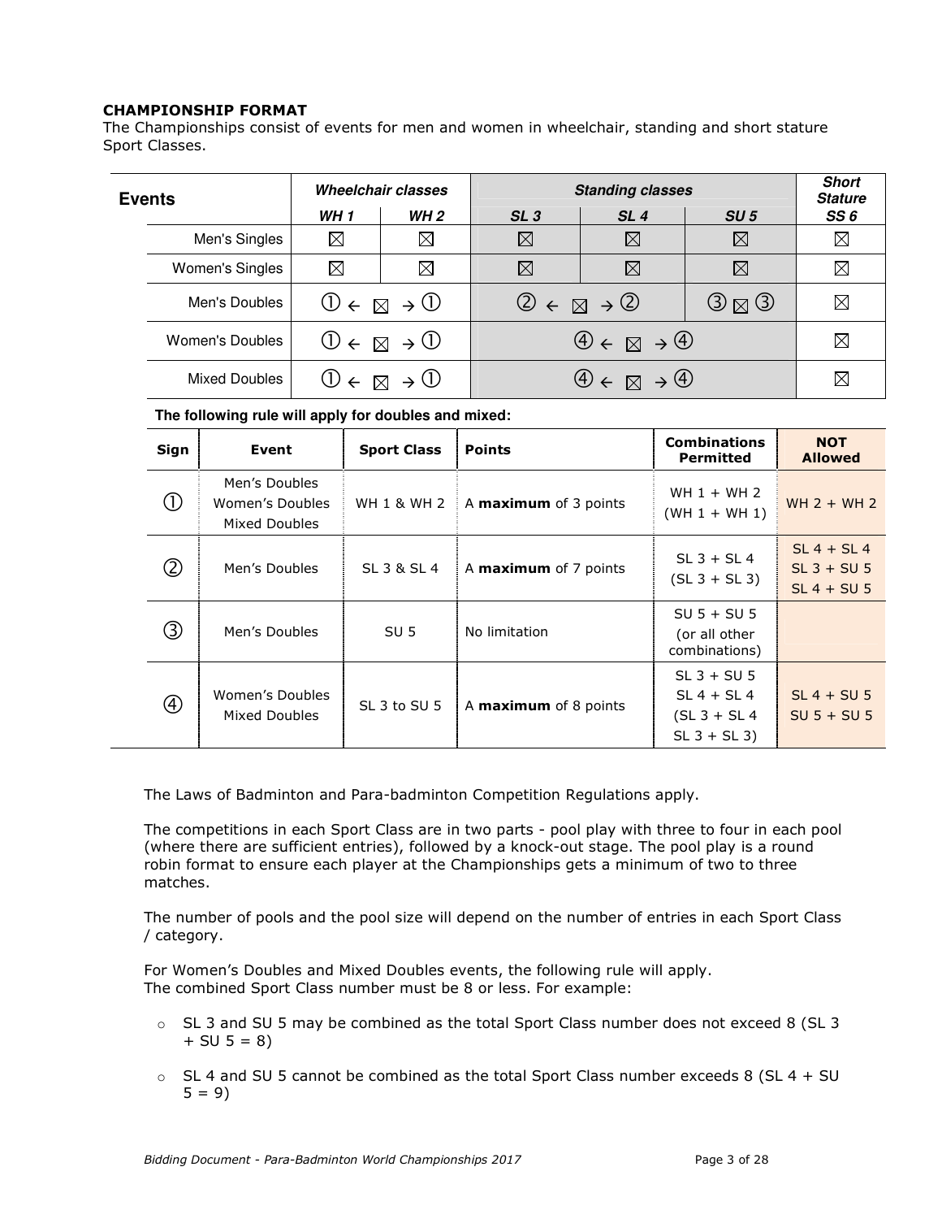**CHAMPIONSHIP FORMAT**

The Championships consist of events for men and women in wheelchair, standing and short stature Sport Classes.

| Events | *Wheelchair classes* | | *Standing classes* | | | *Short Stature* |
|---|---|---|---|---|---|---|
| | *WH 1* | *WH 2* | *SL 3* | *SL 4* | *SU 5* | *SS 6* |
| Men's Singles | ☒ | ☒ | ☒ | ☒ | ☒ | ☒ |
| Women's Singles | ☒ | ☒ | ☒ | ☒ | ☒ | ☒ |
| Men's Doubles | ① ← ☒ → ① | | ② ← ☒ → ② | | ③ ☒ ③ | ☒ |
| Women's Doubles | ① ← ☒ → ① | | ④ ← ☒ → ④ | | | ☒ |
| Mixed Doubles | ① ← ☒ → ① | | ④ ← ☒ → ④ | | | ☒ |

**The following rule will apply for doubles and mixed:**

| Sign | Event | Sport Class | Points | Combinations Permitted | NOT Allowed |
|---|---|---|---|---|---|
| ① | Men's Doubles<br>Women's Doubles<br>Mixed Doubles | WH 1 & WH 2 | A **maximum** of 3 points | WH 1 + WH 2<br>(WH 1 + WH 1) | WH 2 + WH 2 |
| ② | Men's Doubles | SL 3 & SL 4 | A **maximum** of 7 points | SL 3 + SL 4<br>(SL 3 + SL 3) | SL 4 + SL 4<br>SL 3 + SU 5<br>SL 4 + SU 5 |
| ③ | Men's Doubles | SU 5 | No limitation | SU 5 + SU 5<br>(or all other combinations) | |
| ④ | Women's Doubles<br>Mixed Doubles | SL 3 to SU 5 | A **maximum** of 8 points | SL 3 + SU 5<br>SL 4 + SL 4<br>(SL 3 + SL 4<br>SL 3 + SL 3) | SL 4 + SU 5<br>SU 5 + SU 5 |

The Laws of Badminton and Para-badminton Competition Regulations apply.

The competitions in each Sport Class are in two parts - pool play with three to four in each pool (where there are sufficient entries), followed by a knock-out stage. The pool play is a round robin format to ensure each player at the Championships gets a minimum of two to three matches.

The number of pools and the pool size will depend on the number of entries in each Sport Class / category.

For Women's Doubles and Mixed Doubles events, the following rule will apply.
The combined Sport Class number must be 8 or less. For example:

- SL 3 and SU 5 may be combined as the total Sport Class number does not exceed 8 (SL 3 + SU 5 = 8)
- SL 4 and SU 5 cannot be combined as the total Sport Class number exceeds 8 (SL 4 + SU 5 = 9)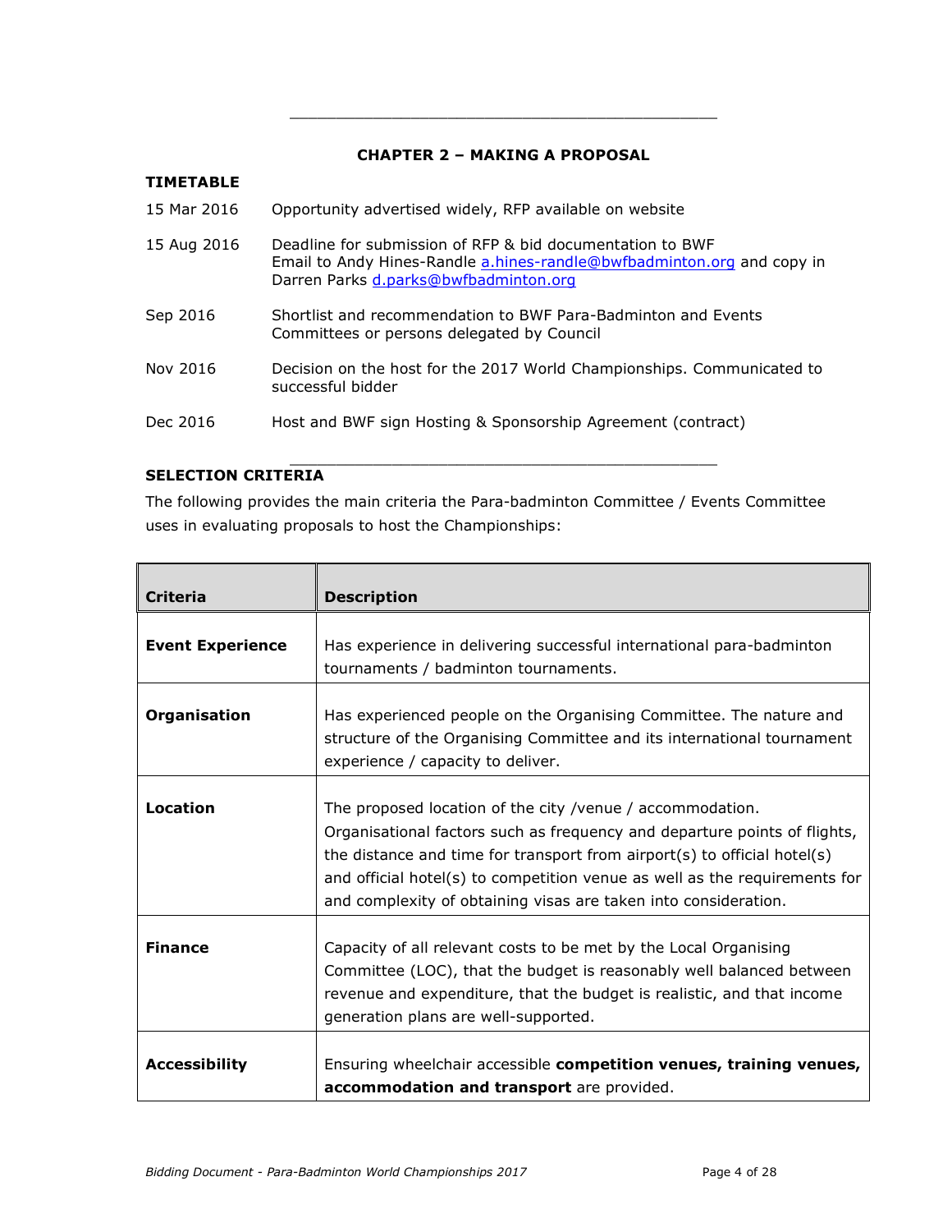## CHAPTER 2 – MAKING A PROPOSAL

### TIMETABLE

| | |
|---|---|
| 15 Mar 2016 | Opportunity advertised widely, RFP available on website |
| 15 Aug 2016 | Deadline for submission of RFP & bid documentation to BWF<br>Email to Andy Hines-Randle a.hines-randle@bwfbadminton.org and copy in Darren Parks d.parks@bwfbadminton.org |
| Sep 2016 | Shortlist and recommendation to BWF Para-Badminton and Events Committees or persons delegated by Council |
| Nov 2016 | Decision on the host for the 2017 World Championships. Communicated to successful bidder |
| Dec 2016 | Host and BWF sign Hosting & Sponsorship Agreement (contract) |

### SELECTION CRITERIA

The following provides the main criteria the Para-badminton Committee / Events Committee uses in evaluating proposals to host the Championships:

| Criteria | Description |
|---|---|
| **Event Experience** | Has experience in delivering successful international para-badminton tournaments / badminton tournaments. |
| **Organisation** | Has experienced people on the Organising Committee. The nature and structure of the Organising Committee and its international tournament experience / capacity to deliver. |
| **Location** | The proposed location of the city /venue / accommodation. Organisational factors such as frequency and departure points of flights, the distance and time for transport from airport(s) to official hotel(s) and official hotel(s) to competition venue as well as the requirements for and complexity of obtaining visas are taken into consideration. |
| **Finance** | Capacity of all relevant costs to be met by the Local Organising Committee (LOC), that the budget is reasonably well balanced between revenue and expenditure, that the budget is realistic, and that income generation plans are well-supported. |
| **Accessibility** | Ensuring wheelchair accessible **competition venues, training venues, accommodation and transport** are provided. |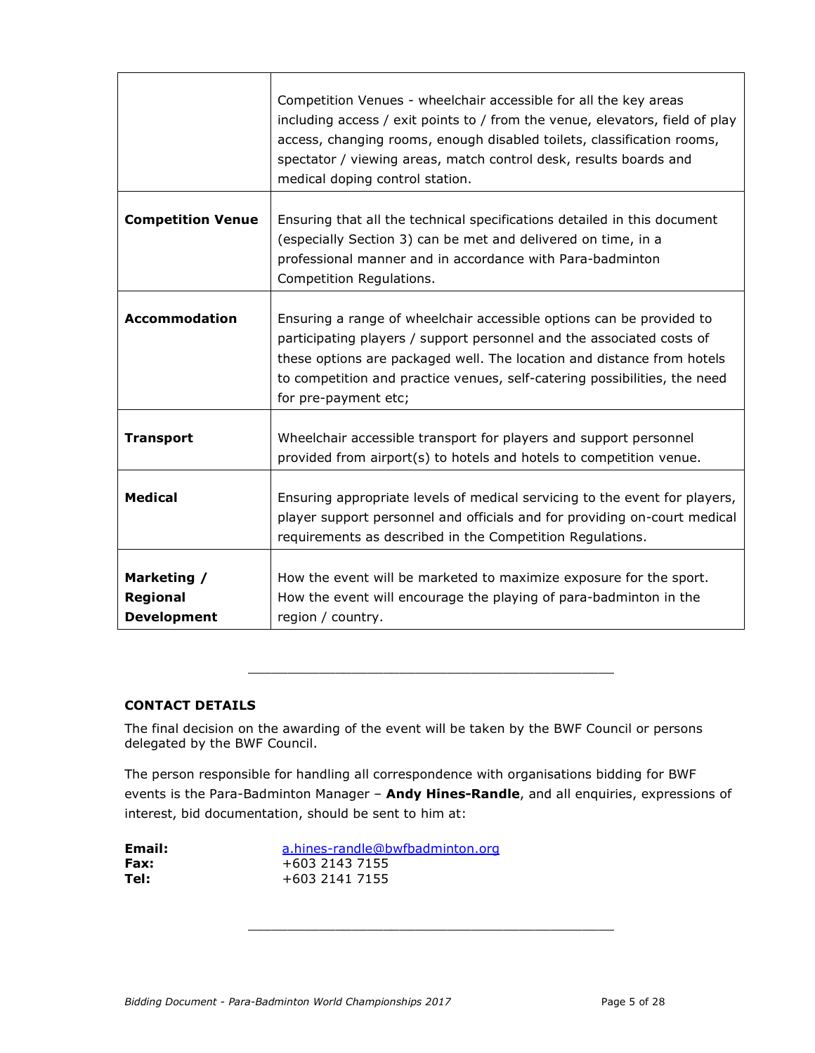| | |
|---|---|
| | Competition Venues - wheelchair accessible for all the key areas including access / exit points to / from the venue, elevators, field of play access, changing rooms, enough disabled toilets, classification rooms, spectator / viewing areas, match control desk, results boards and medical doping control station. |
| **Competition Venue** | Ensuring that all the technical specifications detailed in this document (especially Section 3) can be met and delivered on time, in a professional manner and in accordance with Para-badminton Competition Regulations. |
| **Accommodation** | Ensuring a range of wheelchair accessible options can be provided to participating players / support personnel and the associated costs of these options are packaged well. The location and distance from hotels to competition and practice venues, self-catering possibilities, the need for pre-payment etc; |
| **Transport** | Wheelchair accessible transport for players and support personnel provided from airport(s) to hotels and hotels to competition venue. |
| **Medical** | Ensuring appropriate levels of medical servicing to the event for players, player support personnel and officials and for providing on-court medical requirements as described in the Competition Regulations. |
| **Marketing / Regional Development** | How the event will be marketed to maximize exposure for the sport. How the event will encourage the playing of para-badminton in the region / country. |

---

**CONTACT DETAILS**

The final decision on the awarding of the event will be taken by the BWF Council or persons delegated by the BWF Council.

The person responsible for handling all correspondence with organisations bidding for BWF events is the Para-Badminton Manager – **Andy Hines-Randle**, and all enquiries, expressions of interest, bid documentation, should be sent to him at:

**Email:** a.hines-randle@bwfbadminton.org
**Fax:** +603 2143 7155
**Tel:** +603 2141 7155

---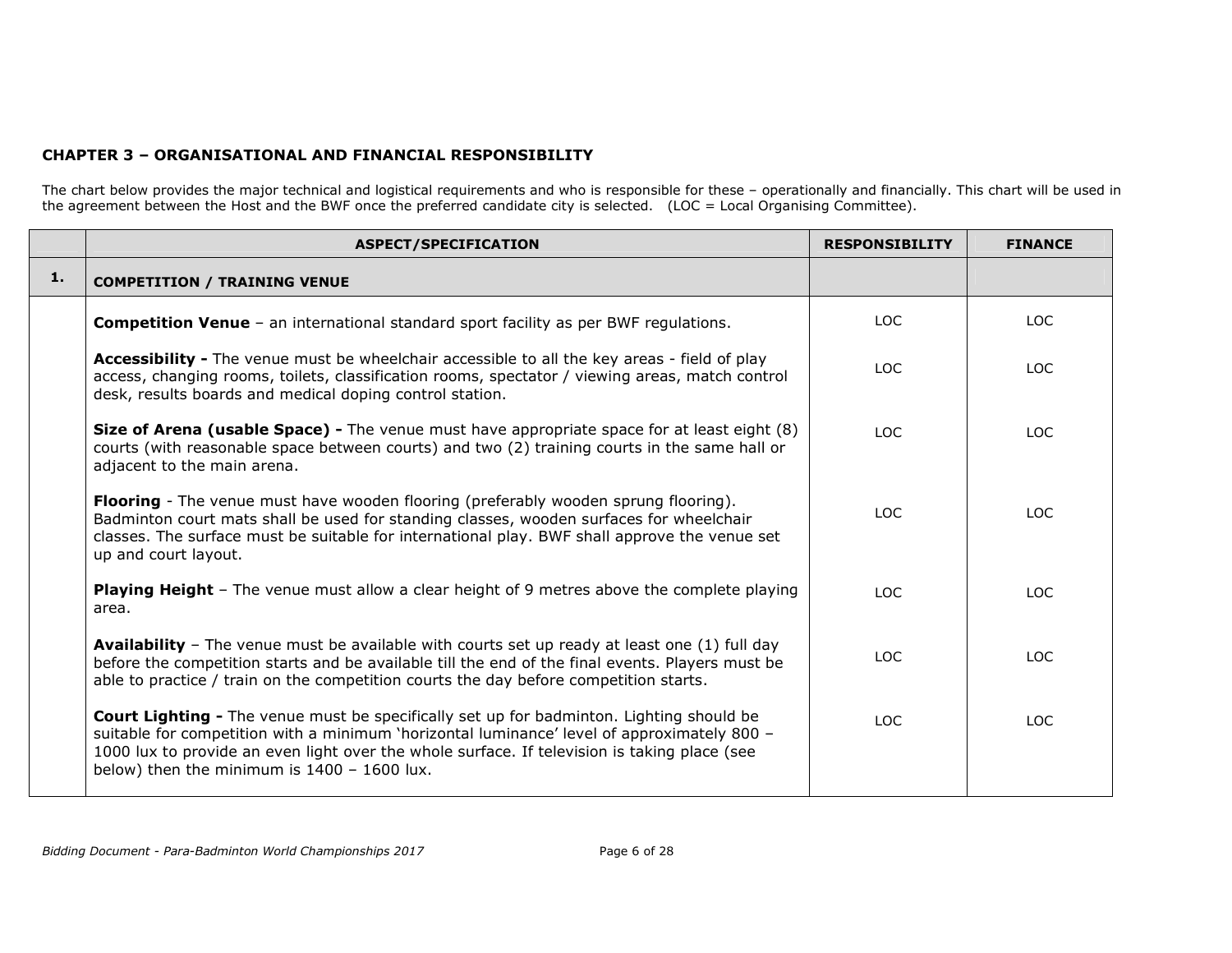### CHAPTER 3 – ORGANISATIONAL AND FINANCIAL RESPONSIBILITY

The chart below provides the major technical and logistical requirements and who is responsible for these – operationally and financially. This chart will be used in the agreement between the Host and the BWF once the preferred candidate city is selected. (LOC = Local Organising Committee).

| | ASPECT/SPECIFICATION | RESPONSIBILITY | FINANCE |
|---|---|---|---|
| **1.** | **COMPETITION / TRAINING VENUE** | | |
| | **Competition Venue** – an international standard sport facility as per BWF regulations. | LOC | LOC |
| | **Accessibility -** The venue must be wheelchair accessible to all the key areas - field of play access, changing rooms, toilets, classification rooms, spectator / viewing areas, match control desk, results boards and medical doping control station. | LOC | LOC |
| | **Size of Arena (usable Space) -** The venue must have appropriate space for at least eight (8) courts (with reasonable space between courts) and two (2) training courts in the same hall or adjacent to the main arena. | LOC | LOC |
| | **Flooring** - The venue must have wooden flooring (preferably wooden sprung flooring). Badminton court mats shall be used for standing classes, wooden surfaces for wheelchair classes. The surface must be suitable for international play. BWF shall approve the venue set up and court layout. | LOC | LOC |
| | **Playing Height** – The venue must allow a clear height of 9 metres above the complete playing area. | LOC | LOC |
| | **Availability** – The venue must be available with courts set up ready at least one (1) full day before the competition starts and be available till the end of the final events. Players must be able to practice / train on the competition courts the day before competition starts. | LOC | LOC |
| | **Court Lighting -** The venue must be specifically set up for badminton. Lighting should be suitable for competition with a minimum 'horizontal luminance' level of approximately 800 – 1000 lux to provide an even light over the whole surface. If television is taking place (see below) then the minimum is 1400 – 1600 lux. | LOC | LOC |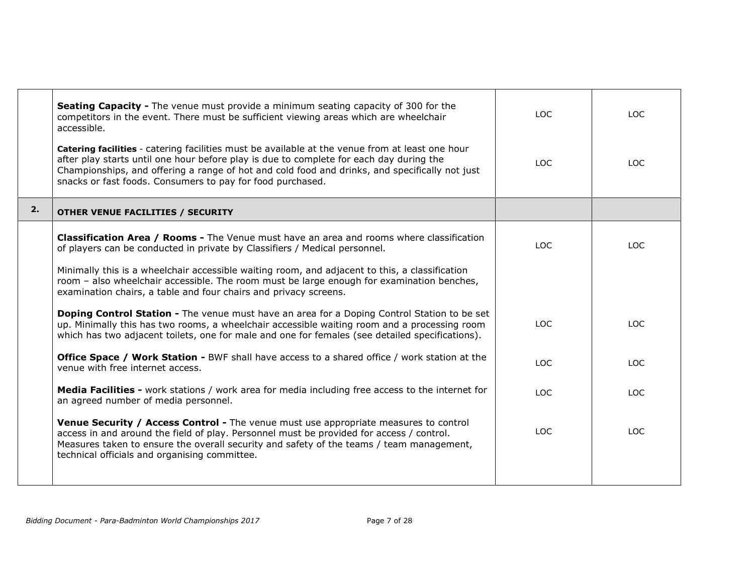| | | | |
|---|---|---|---|
| | **Seating Capacity -** The venue must provide a minimum seating capacity of 300 for the competitors in the event. There must be sufficient viewing areas which are wheelchair accessible. | LOC | LOC |
| | **Catering facilities** - catering facilities must be available at the venue from at least one hour after play starts until one hour before play is due to complete for each day during the Championships, and offering a range of hot and cold food and drinks, and specifically not just snacks or fast foods. Consumers to pay for food purchased. | LOC | LOC |
| **2.** | **OTHER VENUE FACILITIES / SECURITY** | | |
| | **Classification Area / Rooms -** The Venue must have an area and rooms where classification of players can be conducted in private by Classifiers / Medical personnel.<br><br>Minimally this is a wheelchair accessible waiting room, and adjacent to this, a classification room – also wheelchair accessible. The room must be large enough for examination benches, examination chairs, a table and four chairs and privacy screens. | LOC | LOC |
| | **Doping Control Station -** The venue must have an area for a Doping Control Station to be set up. Minimally this has two rooms, a wheelchair accessible waiting room and a processing room which has two adjacent toilets, one for male and one for females (see detailed specifications). | LOC | LOC |
| | **Office Space / Work Station -** BWF shall have access to a shared office / work station at the venue with free internet access. | LOC | LOC |
| | **Media Facilities -** work stations / work area for media including free access to the internet for an agreed number of media personnel. | LOC | LOC |
| | **Venue Security / Access Control -** The venue must use appropriate measures to control access in and around the field of play. Personnel must be provided for access / control. Measures taken to ensure the overall security and safety of the teams / team management, technical officials and organising committee. | LOC | LOC |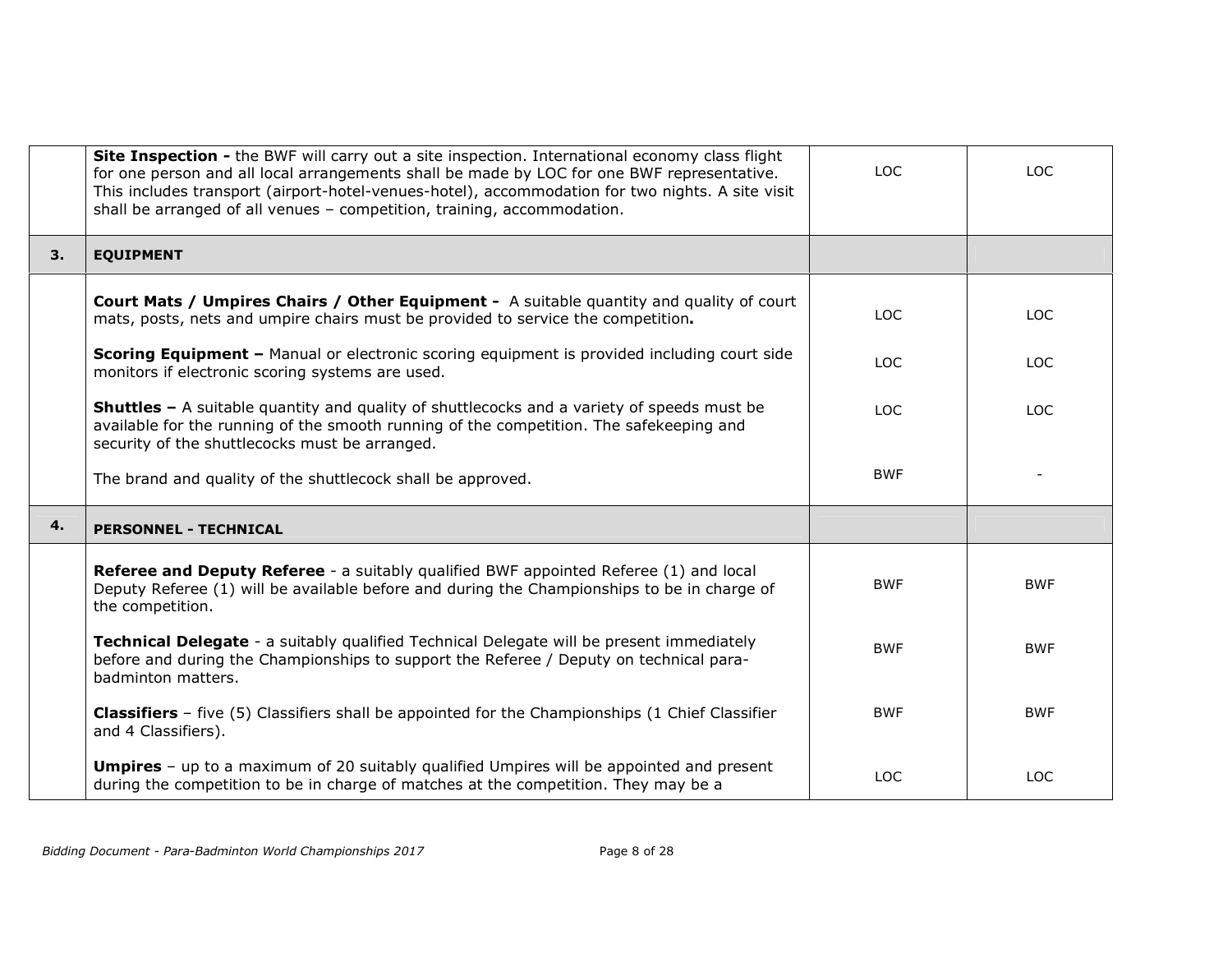| | | | |
|---|---|---|---|
| | **Site Inspection -** the BWF will carry out a site inspection. International economy class flight for one person and all local arrangements shall be made by LOC for one BWF representative. This includes transport (airport-hotel-venues-hotel), accommodation for two nights. A site visit shall be arranged of all venues – competition, training, accommodation. | LOC | LOC |
| **3.** | **EQUIPMENT** | | |
| | **Court Mats / Umpires Chairs / Other Equipment -** A suitable quantity and quality of court mats, posts, nets and umpire chairs must be provided to service the competition**.** | LOC | LOC |
| | **Scoring Equipment –** Manual or electronic scoring equipment is provided including court side monitors if electronic scoring systems are used. | LOC | LOC |
| | **Shuttles –** A suitable quantity and quality of shuttlecocks and a variety of speeds must be available for the running of the smooth running of the competition. The safekeeping and security of the shuttlecocks must be arranged. | LOC | LOC |
| | The brand and quality of the shuttlecock shall be approved. | BWF | - |
| **4.** | **PERSONNEL - TECHNICAL** | | |
| | **Referee and Deputy Referee** - a suitably qualified BWF appointed Referee (1) and local Deputy Referee (1) will be available before and during the Championships to be in charge of the competition. | BWF | BWF |
| | **Technical Delegate** - a suitably qualified Technical Delegate will be present immediately before and during the Championships to support the Referee / Deputy on technical para-badminton matters. | BWF | BWF |
| | **Classifiers** – five (5) Classifiers shall be appointed for the Championships (1 Chief Classifier and 4 Classifiers). | BWF | BWF |
| | **Umpires** – up to a maximum of 20 suitably qualified Umpires will be appointed and present during the competition to be in charge of matches at the competition. They may be a | LOC | LOC |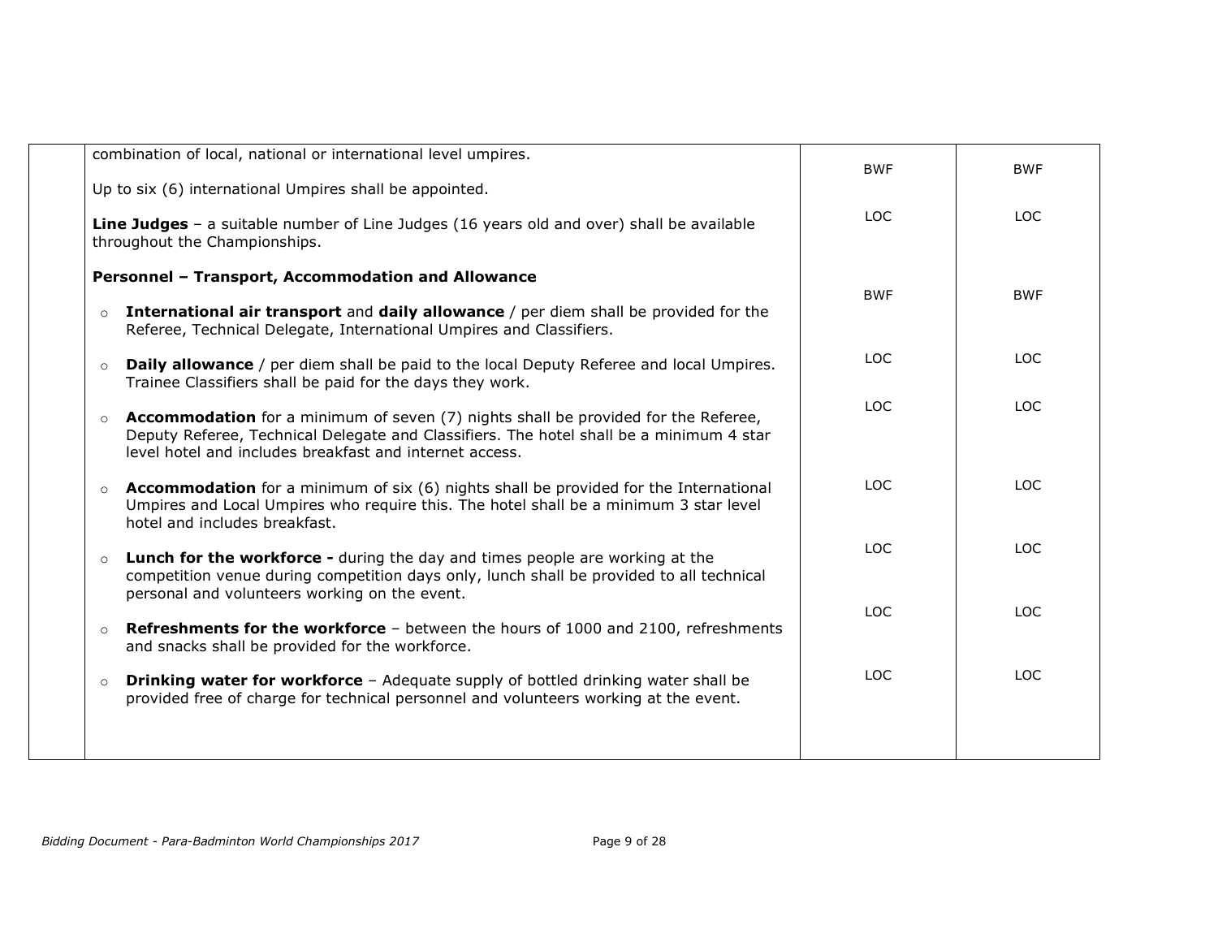| | | | |
|---|---|---|---|
| | combination of local, national or international level umpires.<br><br>Up to six (6) international Umpires shall be appointed. | BWF | BWF |
| | **Line Judges** – a suitable number of Line Judges (16 years old and over) shall be available throughout the Championships. | LOC | LOC |
| | **Personnel – Transport, Accommodation and Allowance** | | |
| | ○ **International air transport** and **daily allowance** / per diem shall be provided for the Referee, Technical Delegate, International Umpires and Classifiers. | BWF | BWF |
| | ○ **Daily allowance** / per diem shall be paid to the local Deputy Referee and local Umpires. Trainee Classifiers shall be paid for the days they work. | LOC | LOC |
| | ○ **Accommodation** for a minimum of seven (7) nights shall be provided for the Referee, Deputy Referee, Technical Delegate and Classifiers. The hotel shall be a minimum 4 star level hotel and includes breakfast and internet access. | LOC | LOC |
| | ○ **Accommodation** for a minimum of six (6) nights shall be provided for the International Umpires and Local Umpires who require this. The hotel shall be a minimum 3 star level hotel and includes breakfast. | LOC | LOC |
| | ○ **Lunch for the workforce -** during the day and times people are working at the competition venue during competition days only, lunch shall be provided to all technical personal and volunteers working on the event. | LOC | LOC |
| | ○ **Refreshments for the workforce** – between the hours of 1000 and 2100, refreshments and snacks shall be provided for the workforce. | LOC | LOC |
| | ○ **Drinking water for workforce** – Adequate supply of bottled drinking water shall be provided free of charge for technical personnel and volunteers working at the event. | LOC | LOC |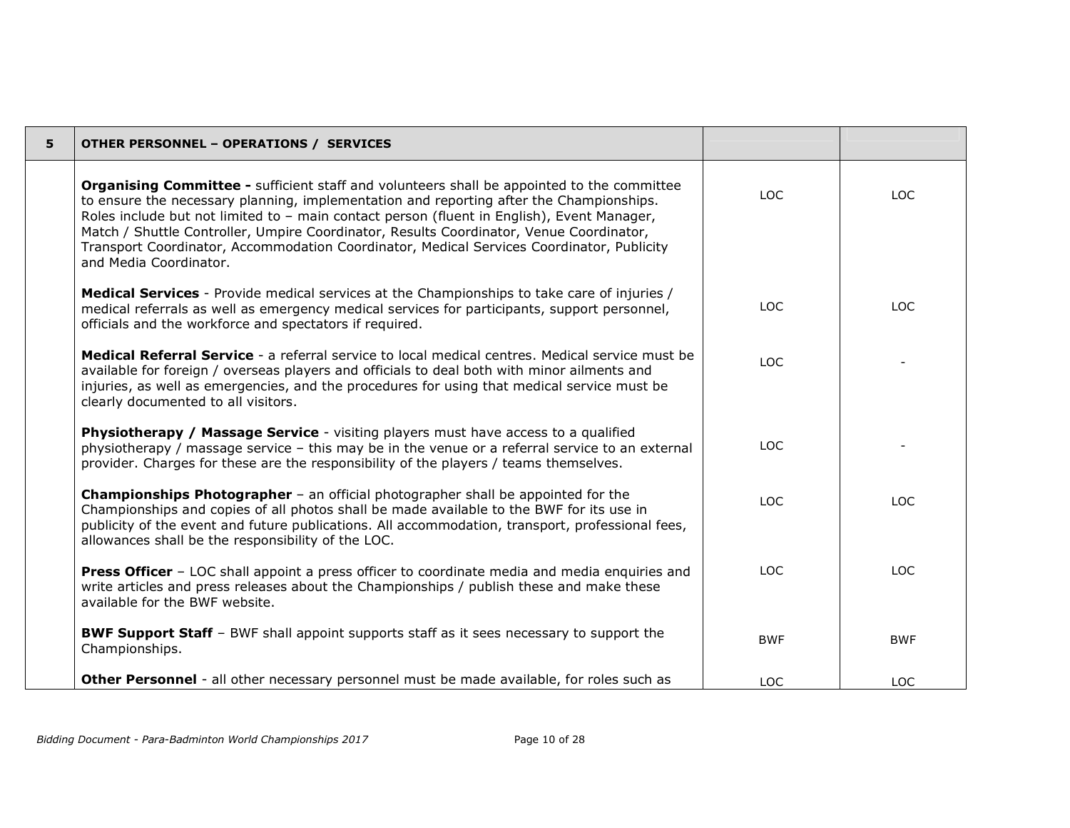| 5 | OTHER PERSONNEL – OPERATIONS / SERVICES | | |
|---|---|---|---|
| | **Organising Committee -** sufficient staff and volunteers shall be appointed to the committee to ensure the necessary planning, implementation and reporting after the Championships. Roles include but not limited to – main contact person (fluent in English), Event Manager, Match / Shuttle Controller, Umpire Coordinator, Results Coordinator, Venue Coordinator, Transport Coordinator, Accommodation Coordinator, Medical Services Coordinator, Publicity and Media Coordinator. | LOC | LOC |
| | **Medical Services** - Provide medical services at the Championships to take care of injuries / medical referrals as well as emergency medical services for participants, support personnel, officials and the workforce and spectators if required. | LOC | LOC |
| | **Medical Referral Service** - a referral service to local medical centres. Medical service must be available for foreign / overseas players and officials to deal both with minor ailments and injuries, as well as emergencies, and the procedures for using that medical service must be clearly documented to all visitors. | LOC | - |
| | **Physiotherapy / Massage Service** - visiting players must have access to a qualified physiotherapy / massage service – this may be in the venue or a referral service to an external provider. Charges for these are the responsibility of the players / teams themselves. | LOC | - |
| | **Championships Photographer** – an official photographer shall be appointed for the Championships and copies of all photos shall be made available to the BWF for its use in publicity of the event and future publications. All accommodation, transport, professional fees, allowances shall be the responsibility of the LOC. | LOC | LOC |
| | **Press Officer** – LOC shall appoint a press officer to coordinate media and media enquiries and write articles and press releases about the Championships / publish these and make these available for the BWF website. | LOC | LOC |
| | **BWF Support Staff** – BWF shall appoint supports staff as it sees necessary to support the Championships. | BWF | BWF |
| | **Other Personnel** - all other necessary personnel must be made available, for roles such as | LOC | LOC |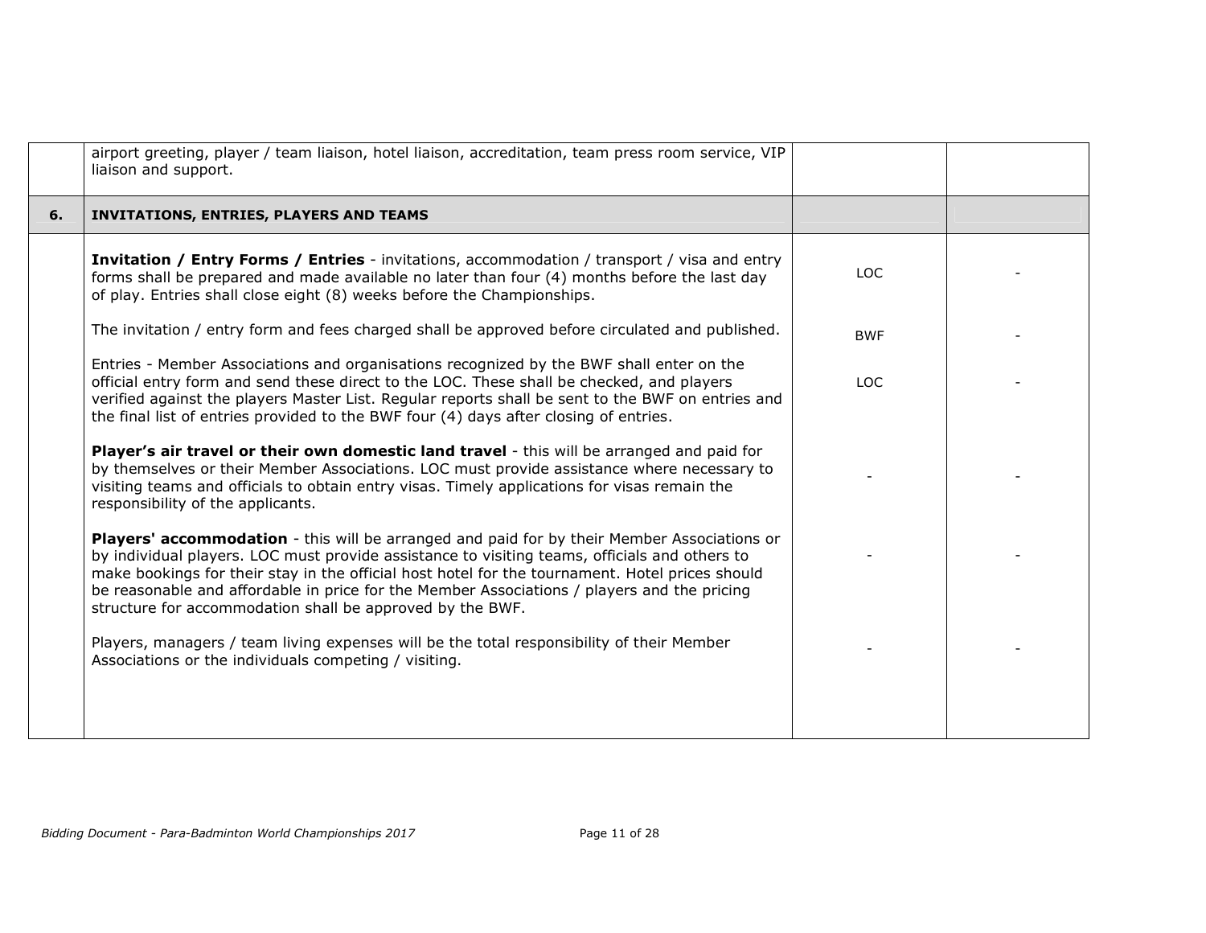| | | | |
|---|---|---|---|
| | airport greeting, player / team liaison, hotel liaison, accreditation, team press room service, VIP liaison and support. | | |
| **6.** | **INVITATIONS, ENTRIES, PLAYERS AND TEAMS** | | |
| | **Invitation / Entry Forms / Entries** - invitations, accommodation / transport / visa and entry forms shall be prepared and made available no later than four (4) months before the last day of play. Entries shall close eight (8) weeks before the Championships. | LOC | - |
| | The invitation / entry form and fees charged shall be approved before circulated and published. | BWF | - |
| | Entries - Member Associations and organisations recognized by the BWF shall enter on the official entry form and send these direct to the LOC. These shall be checked, and players verified against the players Master List. Regular reports shall be sent to the BWF on entries and the final list of entries provided to the BWF four (4) days after closing of entries. | LOC | - |
| | **Player's air travel or their own domestic land travel** - this will be arranged and paid for by themselves or their Member Associations. LOC must provide assistance where necessary to visiting teams and officials to obtain entry visas. Timely applications for visas remain the responsibility of the applicants. | - | - |
| | **Players' accommodation** - this will be arranged and paid for by their Member Associations or by individual players. LOC must provide assistance to visiting teams, officials and others to make bookings for their stay in the official host hotel for the tournament. Hotel prices should be reasonable and affordable in price for the Member Associations / players and the pricing structure for accommodation shall be approved by the BWF. | - | - |
| | Players, managers / team living expenses will be the total responsibility of their Member Associations or the individuals competing / visiting. | - | - |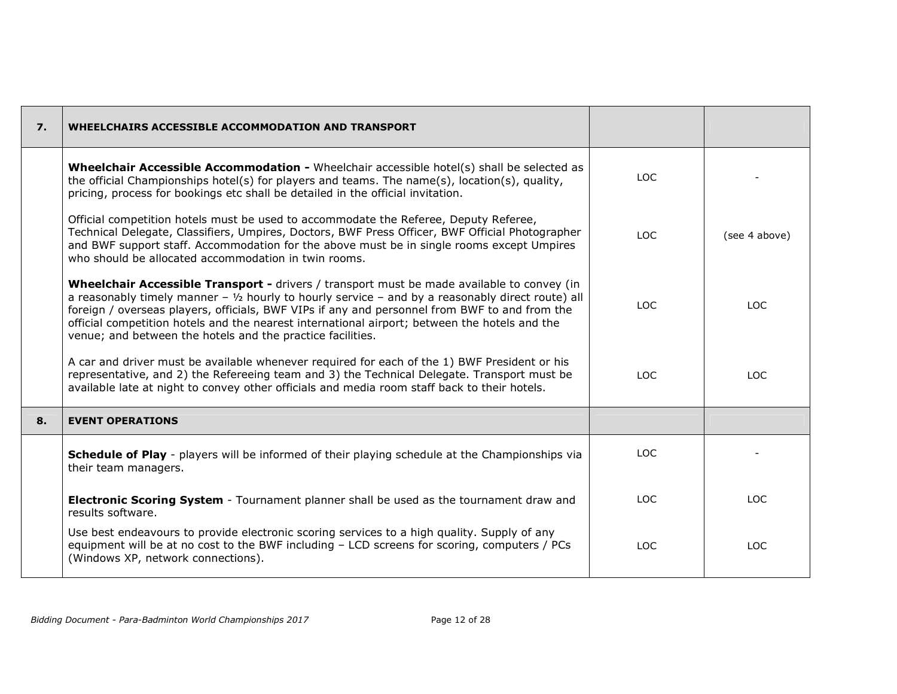| 7. | WHEELCHAIRS ACCESSIBLE ACCOMMODATION AND TRANSPORT | | |
|---|---|---|---|
| | **Wheelchair Accessible Accommodation -** Wheelchair accessible hotel(s) shall be selected as the official Championships hotel(s) for players and teams. The name(s), location(s), quality, pricing, process for bookings etc shall be detailed in the official invitation. | LOC | - |
| | Official competition hotels must be used to accommodate the Referee, Deputy Referee, Technical Delegate, Classifiers, Umpires, Doctors, BWF Press Officer, BWF Official Photographer and BWF support staff. Accommodation for the above must be in single rooms except Umpires who should be allocated accommodation in twin rooms. | LOC | (see 4 above) |
| | **Wheelchair Accessible Transport -** drivers / transport must be made available to convey (in a reasonably timely manner – ½ hourly to hourly service – and by a reasonably direct route) all foreign / overseas players, officials, BWF VIPs if any and personnel from BWF to and from the official competition hotels and the nearest international airport; between the hotels and the venue; and between the hotels and the practice facilities. | LOC | LOC |
| | A car and driver must be available whenever required for each of the 1) BWF President or his representative, and 2) the Refereeing team and 3) the Technical Delegate. Transport must be available late at night to convey other officials and media room staff back to their hotels. | LOC | LOC |
| **8.** | **EVENT OPERATIONS** | | |
| | **Schedule of Play** - players will be informed of their playing schedule at the Championships via their team managers. | LOC | - |
| | **Electronic Scoring System** - Tournament planner shall be used as the tournament draw and results software. | LOC | LOC |
| | Use best endeavours to provide electronic scoring services to a high quality. Supply of any equipment will be at no cost to the BWF including – LCD screens for scoring, computers / PCs (Windows XP, network connections). | LOC | LOC |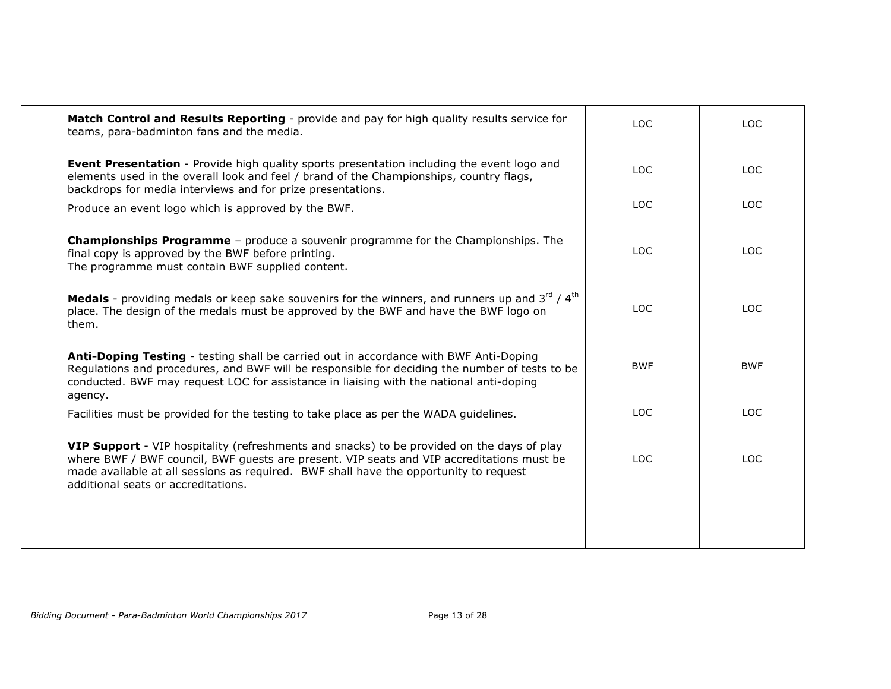|  | Description | | |
|---|---|---|---|
|  | **Match Control and Results Reporting** - provide and pay for high quality results service for teams, para-badminton fans and the media. | LOC | LOC |
|  | **Event Presentation** - Provide high quality sports presentation including the event logo and elements used in the overall look and feel / brand of the Championships, country flags, backdrops for media interviews and for prize presentations. | LOC | LOC |
|  | Produce an event logo which is approved by the BWF. | LOC | LOC |
|  | **Championships Programme** – produce a souvenir programme for the Championships. The final copy is approved by the BWF before printing. The programme must contain BWF supplied content. | LOC | LOC |
|  | **Medals** - providing medals or keep sake souvenirs for the winners, and runners up and 3rd / 4th place. The design of the medals must be approved by the BWF and have the BWF logo on them. | LOC | LOC |
|  | **Anti-Doping Testing** - testing shall be carried out in accordance with BWF Anti-Doping Regulations and procedures, and BWF will be responsible for deciding the number of tests to be conducted. BWF may request LOC for assistance in liaising with the national anti-doping agency. | BWF | BWF |
|  | Facilities must be provided for the testing to take place as per the WADA guidelines. | LOC | LOC |
|  | **VIP Support** - VIP hospitality (refreshments and snacks) to be provided on the days of play where BWF / BWF council, BWF guests are present. VIP seats and VIP accreditations must be made available at all sessions as required. BWF shall have the opportunity to request additional seats or accreditations. | LOC | LOC |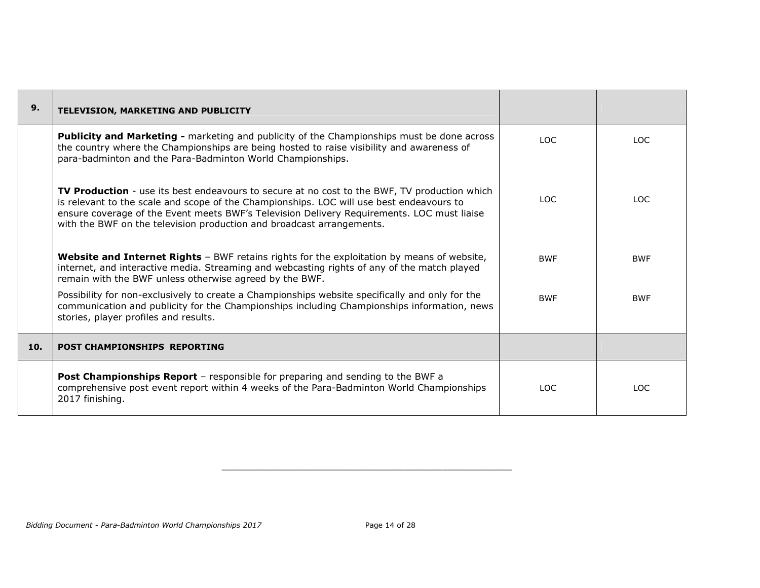| 9. | TELEVISION, MARKETING AND PUBLICITY | | |
|---|---|---|---|
| | **Publicity and Marketing -** marketing and publicity of the Championships must be done across the country where the Championships are being hosted to raise visibility and awareness of para-badminton and the Para-Badminton World Championships. | LOC | LOC |
| | **TV Production** - use its best endeavours to secure at no cost to the BWF, TV production which is relevant to the scale and scope of the Championships. LOC will use best endeavours to ensure coverage of the Event meets BWF's Television Delivery Requirements. LOC must liaise with the BWF on the television production and broadcast arrangements. | LOC | LOC |
| | **Website and Internet Rights** – BWF retains rights for the exploitation by means of website, internet, and interactive media. Streaming and webcasting rights of any of the match played remain with the BWF unless otherwise agreed by the BWF. | BWF | BWF |
| | Possibility for non-exclusively to create a Championships website specifically and only for the communication and publicity for the Championships including Championships information, news stories, player profiles and results. | BWF | BWF |
| **10.** | **POST CHAMPIONSHIPS REPORTING** | | |
| | **Post Championships Report** – responsible for preparing and sending to the BWF a comprehensive post event report within 4 weeks of the Para-Badminton World Championships 2017 finishing. | LOC | LOC |

---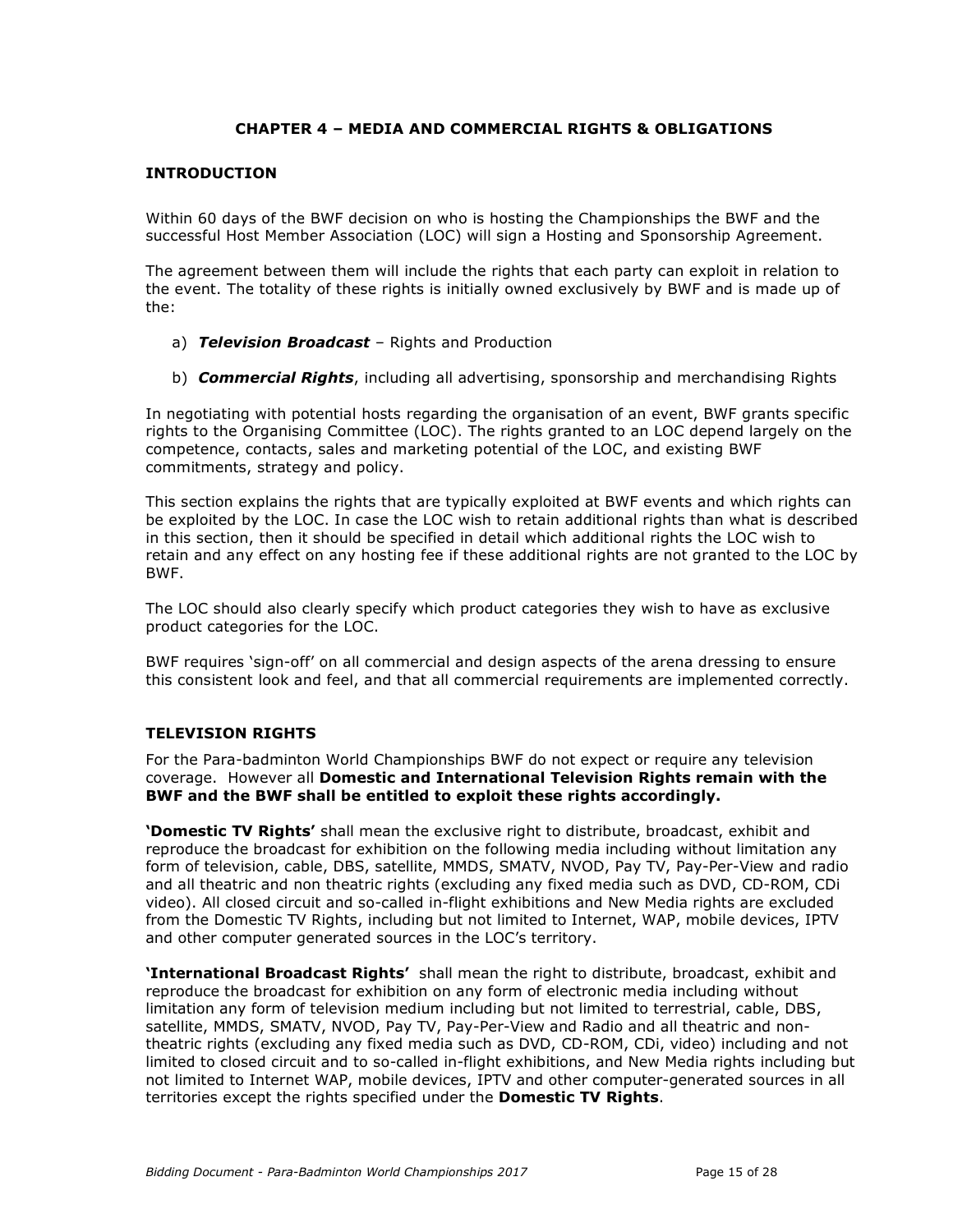## CHAPTER 4 – MEDIA AND COMMERCIAL RIGHTS & OBLIGATIONS

### INTRODUCTION

Within 60 days of the BWF decision on who is hosting the Championships the BWF and the successful Host Member Association (LOC) will sign a Hosting and Sponsorship Agreement.

The agreement between them will include the rights that each party can exploit in relation to the event. The totality of these rights is initially owned exclusively by BWF and is made up of the:

a) ***Television Broadcast*** – Rights and Production

b) ***Commercial Rights***, including all advertising, sponsorship and merchandising Rights

In negotiating with potential hosts regarding the organisation of an event, BWF grants specific rights to the Organising Committee (LOC). The rights granted to an LOC depend largely on the competence, contacts, sales and marketing potential of the LOC, and existing BWF commitments, strategy and policy.

This section explains the rights that are typically exploited at BWF events and which rights can be exploited by the LOC. In case the LOC wish to retain additional rights than what is described in this section, then it should be specified in detail which additional rights the LOC wish to retain and any effect on any hosting fee if these additional rights are not granted to the LOC by BWF.

The LOC should also clearly specify which product categories they wish to have as exclusive product categories for the LOC.

BWF requires 'sign-off' on all commercial and design aspects of the arena dressing to ensure this consistent look and feel, and that all commercial requirements are implemented correctly.

### TELEVISION RIGHTS

For the Para-badminton World Championships BWF do not expect or require any television coverage. However all **Domestic and International Television Rights remain with the BWF and the BWF shall be entitled to exploit these rights accordingly.**

**'Domestic TV Rights'** shall mean the exclusive right to distribute, broadcast, exhibit and reproduce the broadcast for exhibition on the following media including without limitation any form of television, cable, DBS, satellite, MMDS, SMATV, NVOD, Pay TV, Pay-Per-View and radio and all theatric and non theatric rights (excluding any fixed media such as DVD, CD-ROM, CDi video). All closed circuit and so-called in-flight exhibitions and New Media rights are excluded from the Domestic TV Rights, including but not limited to Internet, WAP, mobile devices, IPTV and other computer generated sources in the LOC's territory.

**'International Broadcast Rights'** shall mean the right to distribute, broadcast, exhibit and reproduce the broadcast for exhibition on any form of electronic media including without limitation any form of television medium including but not limited to terrestrial, cable, DBS, satellite, MMDS, SMATV, NVOD, Pay TV, Pay-Per-View and Radio and all theatric and non-theatric rights (excluding any fixed media such as DVD, CD-ROM, CDi, video) including and not limited to closed circuit and to so-called in-flight exhibitions, and New Media rights including but not limited to Internet WAP, mobile devices, IPTV and other computer-generated sources in all territories except the rights specified under the **Domestic TV Rights**.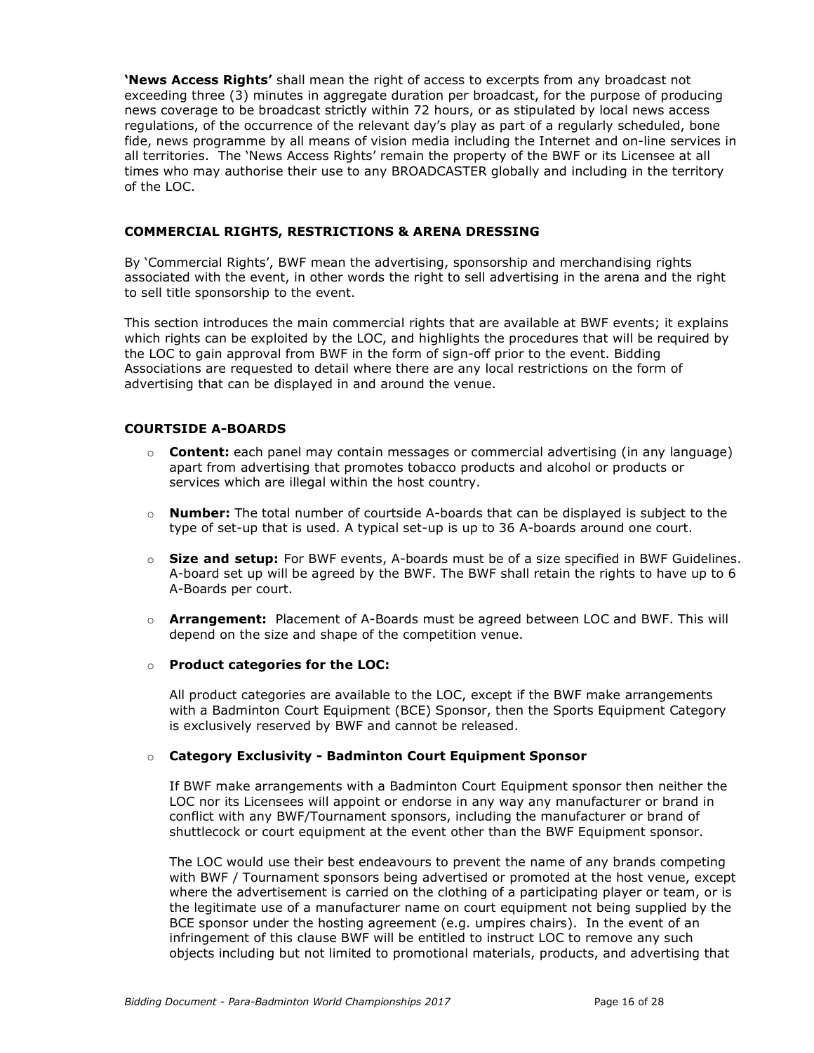**'News Access Rights'** shall mean the right of access to excerpts from any broadcast not exceeding three (3) minutes in aggregate duration per broadcast, for the purpose of producing news coverage to be broadcast strictly within 72 hours, or as stipulated by local news access regulations, of the occurrence of the relevant day's play as part of a regularly scheduled, bone fide, news programme by all means of vision media including the Internet and on-line services in all territories. The 'News Access Rights' remain the property of the BWF or its Licensee at all times who may authorise their use to any BROADCASTER globally and including in the territory of the LOC.

## COMMERCIAL RIGHTS, RESTRICTIONS & ARENA DRESSING

By 'Commercial Rights', BWF mean the advertising, sponsorship and merchandising rights associated with the event, in other words the right to sell advertising in the arena and the right to sell title sponsorship to the event.

This section introduces the main commercial rights that are available at BWF events; it explains which rights can be exploited by the LOC, and highlights the procedures that will be required by the LOC to gain approval from BWF in the form of sign-off prior to the event. Bidding Associations are requested to detail where there are any local restrictions on the form of advertising that can be displayed in and around the venue.

## COURTSIDE A-BOARDS

- **Content:** each panel may contain messages or commercial advertising (in any language) apart from advertising that promotes tobacco products and alcohol or products or services which are illegal within the host country.
- **Number:** The total number of courtside A-boards that can be displayed is subject to the type of set-up that is used. A typical set-up is up to 36 A-boards around one court.
- **Size and setup:** For BWF events, A-boards must be of a size specified in BWF Guidelines. A-board set up will be agreed by the BWF. The BWF shall retain the rights to have up to 6 A-Boards per court.
- **Arrangement:** Placement of A-Boards must be agreed between LOC and BWF. This will depend on the size and shape of the competition venue.
- **Product categories for the LOC:**

  All product categories are available to the LOC, except if the BWF make arrangements with a Badminton Court Equipment (BCE) Sponsor, then the Sports Equipment Category is exclusively reserved by BWF and cannot be released.

- **Category Exclusivity - Badminton Court Equipment Sponsor**

  If BWF make arrangements with a Badminton Court Equipment sponsor then neither the LOC nor its Licensees will appoint or endorse in any way any manufacturer or brand in conflict with any BWF/Tournament sponsors, including the manufacturer or brand of shuttlecock or court equipment at the event other than the BWF Equipment sponsor.

  The LOC would use their best endeavours to prevent the name of any brands competing with BWF / Tournament sponsors being advertised or promoted at the host venue, except where the advertisement is carried on the clothing of a participating player or team, or is the legitimate use of a manufacturer name on court equipment not being supplied by the BCE sponsor under the hosting agreement (e.g. umpires chairs). In the event of an infringement of this clause BWF will be entitled to instruct LOC to remove any such objects including but not limited to promotional materials, products, and advertising that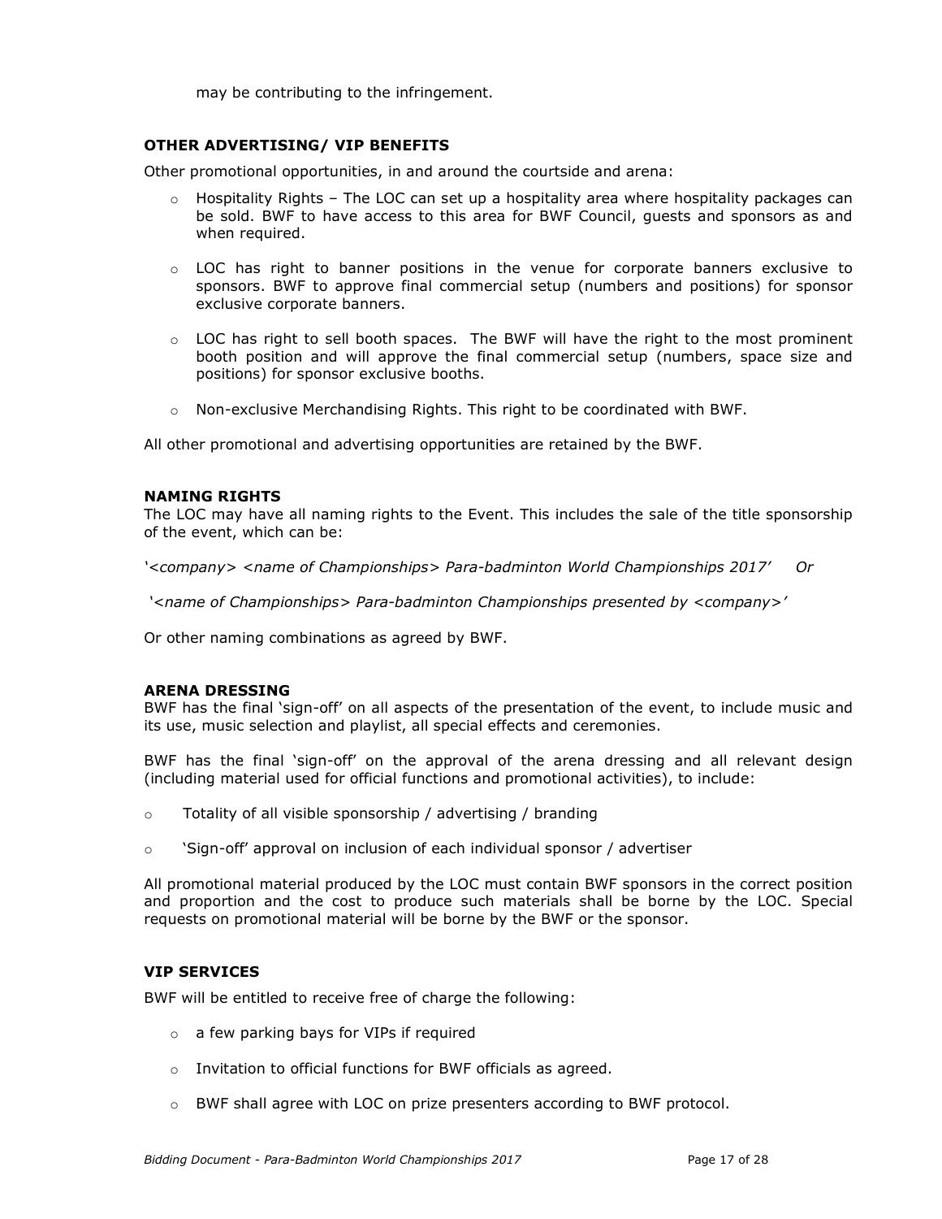may be contributing to the infringement.

### OTHER ADVERTISING/ VIP BENEFITS

Other promotional opportunities, in and around the courtside and arena:

- Hospitality Rights – The LOC can set up a hospitality area where hospitality packages can be sold. BWF to have access to this area for BWF Council, guests and sponsors as and when required.
- LOC has right to banner positions in the venue for corporate banners exclusive to sponsors. BWF to approve final commercial setup (numbers and positions) for sponsor exclusive corporate banners.
- LOC has right to sell booth spaces. The BWF will have the right to the most prominent booth position and will approve the final commercial setup (numbers, space size and positions) for sponsor exclusive booths.
- Non-exclusive Merchandising Rights. This right to be coordinated with BWF.

All other promotional and advertising opportunities are retained by the BWF.

### NAMING RIGHTS

The LOC may have all naming rights to the Event. This includes the sale of the title sponsorship of the event, which can be:

*'<company> <name of Championships> Para-badminton World Championships 2017'  Or*

*'<name of Championships> Para-badminton Championships presented by <company>'*

Or other naming combinations as agreed by BWF.

### ARENA DRESSING

BWF has the final 'sign-off' on all aspects of the presentation of the event, to include music and its use, music selection and playlist, all special effects and ceremonies.

BWF has the final 'sign-off' on the approval of the arena dressing and all relevant design (including material used for official functions and promotional activities), to include:

- Totality of all visible sponsorship / advertising / branding
- 'Sign-off' approval on inclusion of each individual sponsor / advertiser

All promotional material produced by the LOC must contain BWF sponsors in the correct position and proportion and the cost to produce such materials shall be borne by the LOC. Special requests on promotional material will be borne by the BWF or the sponsor.

### VIP SERVICES

BWF will be entitled to receive free of charge the following:

- a few parking bays for VIPs if required
- Invitation to official functions for BWF officials as agreed.
- BWF shall agree with LOC on prize presenters according to BWF protocol.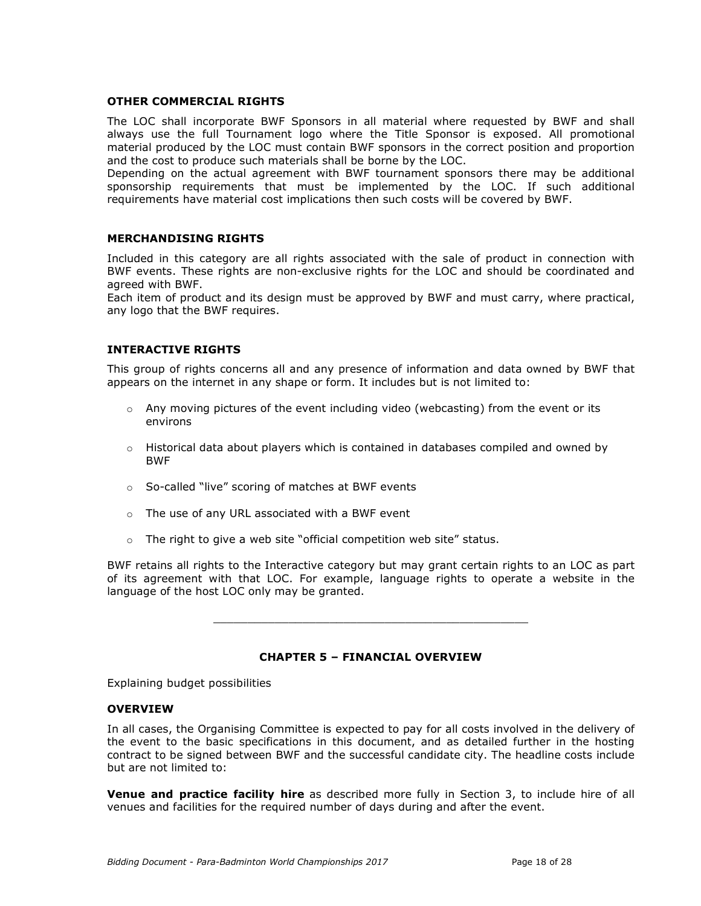### OTHER COMMERCIAL RIGHTS

The LOC shall incorporate BWF Sponsors in all material where requested by BWF and shall always use the full Tournament logo where the Title Sponsor is exposed. All promotional material produced by the LOC must contain BWF sponsors in the correct position and proportion and the cost to produce such materials shall be borne by the LOC.
Depending on the actual agreement with BWF tournament sponsors there may be additional sponsorship requirements that must be implemented by the LOC. If such additional requirements have material cost implications then such costs will be covered by BWF.

### MERCHANDISING RIGHTS

Included in this category are all rights associated with the sale of product in connection with BWF events. These rights are non-exclusive rights for the LOC and should be coordinated and agreed with BWF.
Each item of product and its design must be approved by BWF and must carry, where practical, any logo that the BWF requires.

### INTERACTIVE RIGHTS

This group of rights concerns all and any presence of information and data owned by BWF that appears on the internet in any shape or form. It includes but is not limited to:

- Any moving pictures of the event including video (webcasting) from the event or its environs
- Historical data about players which is contained in databases compiled and owned by BWF
- So-called "live" scoring of matches at BWF events
- The use of any URL associated with a BWF event
- The right to give a web site "official competition web site" status.

BWF retains all rights to the Interactive category but may grant certain rights to an LOC as part of its agreement with that LOC. For example, language rights to operate a website in the language of the host LOC only may be granted.

---

## CHAPTER 5 – FINANCIAL OVERVIEW

Explaining budget possibilities

### OVERVIEW

In all cases, the Organising Committee is expected to pay for all costs involved in the delivery of the event to the basic specifications in this document, and as detailed further in the hosting contract to be signed between BWF and the successful candidate city. The headline costs include but are not limited to:

**Venue and practice facility hire** as described more fully in Section 3, to include hire of all venues and facilities for the required number of days during and after the event.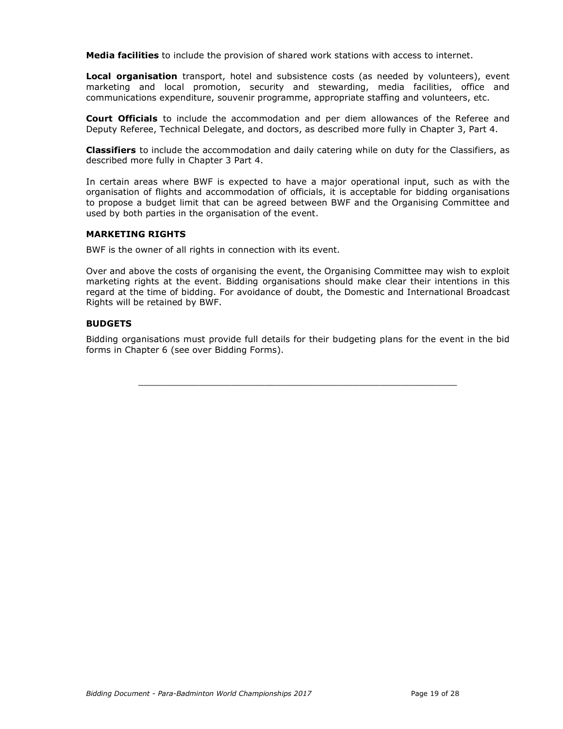**Media facilities** to include the provision of shared work stations with access to internet.

**Local organisation** transport, hotel and subsistence costs (as needed by volunteers), event marketing and local promotion, security and stewarding, media facilities, office and communications expenditure, souvenir programme, appropriate staffing and volunteers, etc.

**Court Officials** to include the accommodation and per diem allowances of the Referee and Deputy Referee, Technical Delegate, and doctors, as described more fully in Chapter 3, Part 4.

**Classifiers** to include the accommodation and daily catering while on duty for the Classifiers, as described more fully in Chapter 3 Part 4.

In certain areas where BWF is expected to have a major operational input, such as with the organisation of flights and accommodation of officials, it is acceptable for bidding organisations to propose a budget limit that can be agreed between BWF and the Organising Committee and used by both parties in the organisation of the event.

### MARKETING RIGHTS

BWF is the owner of all rights in connection with its event.

Over and above the costs of organising the event, the Organising Committee may wish to exploit marketing rights at the event. Bidding organisations should make clear their intentions in this regard at the time of bidding. For avoidance of doubt, the Domestic and International Broadcast Rights will be retained by BWF.

### BUDGETS

Bidding organisations must provide full details for their budgeting plans for the event in the bid forms in Chapter 6 (see over Bidding Forms).

---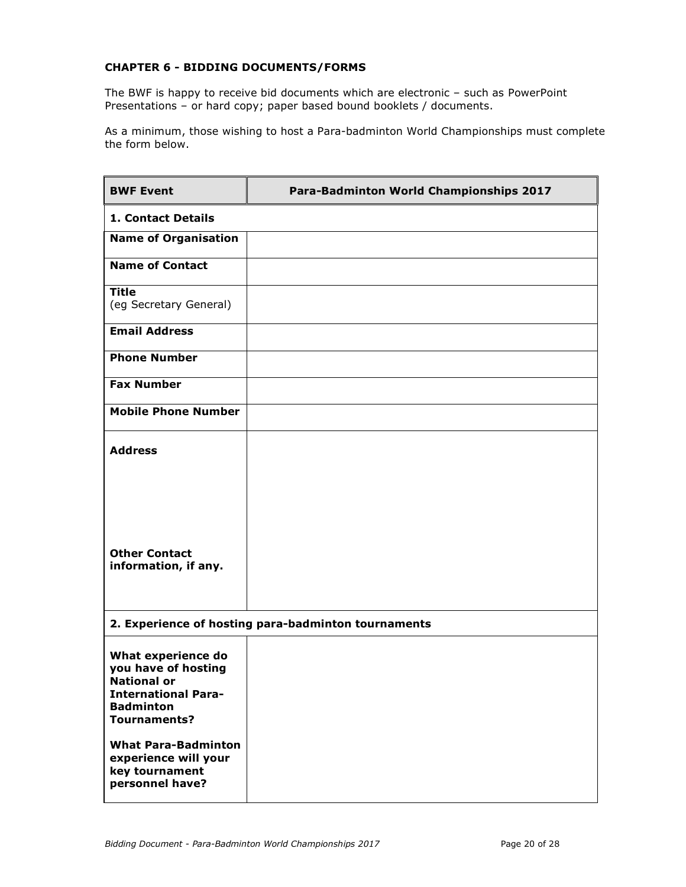**CHAPTER 6 - BIDDING DOCUMENTS/FORMS**

The BWF is happy to receive bid documents which are electronic – such as PowerPoint Presentations – or hard copy; paper based bound booklets / documents.

As a minimum, those wishing to host a Para-badminton World Championships must complete the form below.

| **BWF Event** | **Para-Badminton World Championships 2017** |
|---|---|
| **1. Contact Details** | |
| **Name of Organisation** | |
| **Name of Contact** | |
| **Title** (eg Secretary General) | |
| **Email Address** | |
| **Phone Number** | |
| **Fax Number** | |
| **Mobile Phone Number** | |
| **Address** | |
| **Other Contact information, if any.** | |
| **2. Experience of hosting para-badminton tournaments** | |
| **What experience do you have of hosting National or International Para-Badminton Tournaments?** | |
| **What Para-Badminton experience will your key tournament personnel have?** | |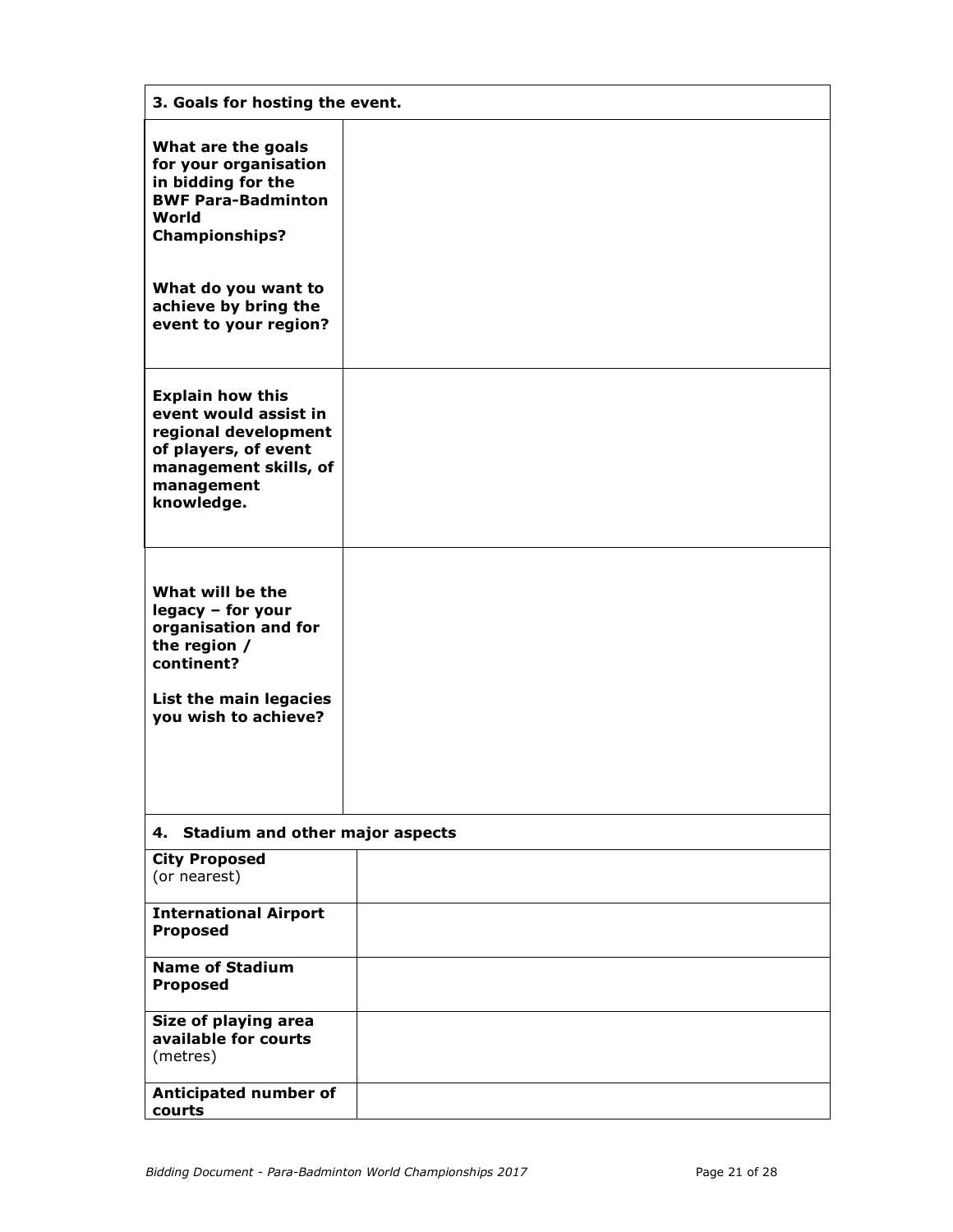| 3. Goals for hosting the event. | |
|---|---|
| **What are the goals for your organisation in bidding for the BWF Para-Badminton World Championships?**<br><br>**What do you want to achieve by bring the event to your region?** | |
| **Explain how this event would assist in regional development of players, of event management skills, of management knowledge.** | |
| **What will be the legacy – for your organisation and for the region / continent?**<br><br>**List the main legacies you wish to achieve?** | |

| 4. Stadium and other major aspects | |
|---|---|
| **City Proposed** (or nearest) | |
| **International Airport Proposed** | |
| **Name of Stadium Proposed** | |
| **Size of playing area available for courts** (metres) | |
| **Anticipated number of courts** | |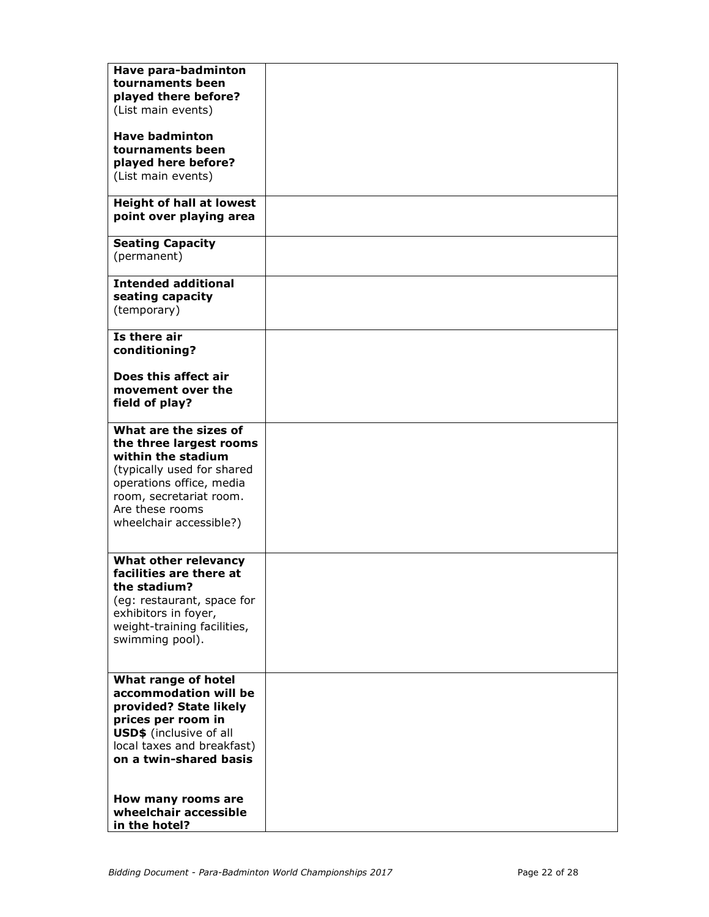| | |
|---|---|
| **Have para-badminton tournaments been played there before?** (List main events)<br><br>**Have badminton tournaments been played here before?** (List main events) | |
| **Height of hall at lowest point over playing area** | |
| **Seating Capacity** (permanent) | |
| **Intended additional seating capacity** (temporary) | |
| **Is there air conditioning?**<br><br>**Does this affect air movement over the field of play?** | |
| **What are the sizes of the three largest rooms within the stadium** (typically used for shared operations office, media room, secretariat room. Are these rooms wheelchair accessible?) | |
| **What other relevancy facilities are there at the stadium?** (eg: restaurant, space for exhibitors in foyer, weight-training facilities, swimming pool). | |
| **What range of hotel accommodation will be provided? State likely prices per room in USD$** (inclusive of all local taxes and breakfast) **on a twin-shared basis**<br><br>**How many rooms are wheelchair accessible in the hotel?** | |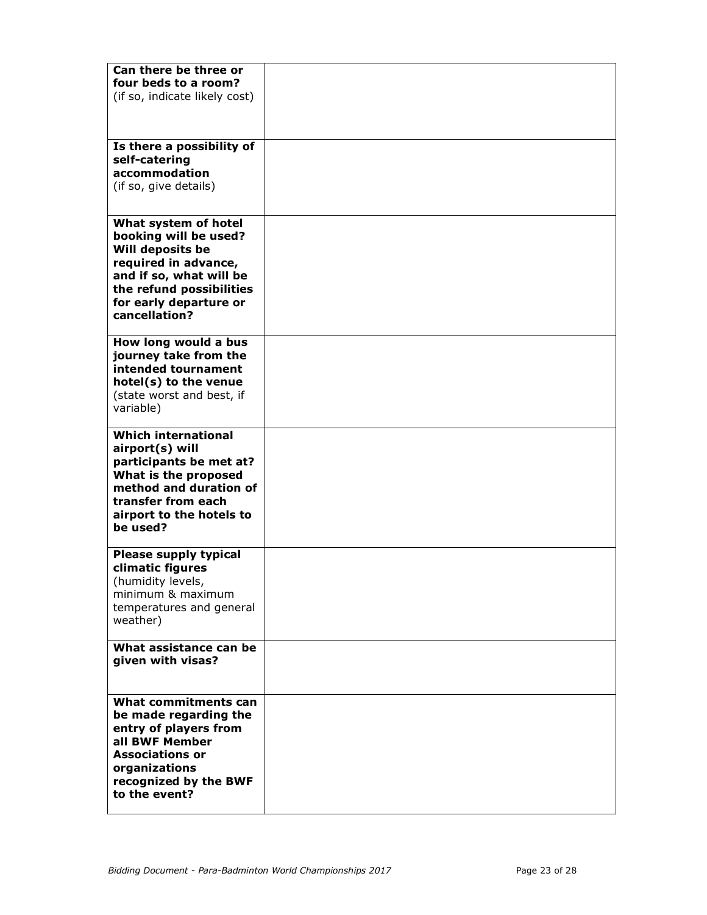| | |
|---|---|
| **Can there be three or four beds to a room?** (if so, indicate likely cost) | |
| **Is there a possibility of self-catering accommodation** (if so, give details) | |
| **What system of hotel booking will be used? Will deposits be required in advance, and if so, what will be the refund possibilities for early departure or cancellation?** | |
| **How long would a bus journey take from the intended tournament hotel(s) to the venue** (state worst and best, if variable) | |
| **Which international airport(s) will participants be met at? What is the proposed method and duration of transfer from each airport to the hotels to be used?** | |
| **Please supply typical climatic figures** (humidity levels, minimum & maximum temperatures and general weather) | |
| **What assistance can be given with visas?** | |
| **What commitments can be made regarding the entry of players from all BWF Member Associations or organizations recognized by the BWF to the event?** | |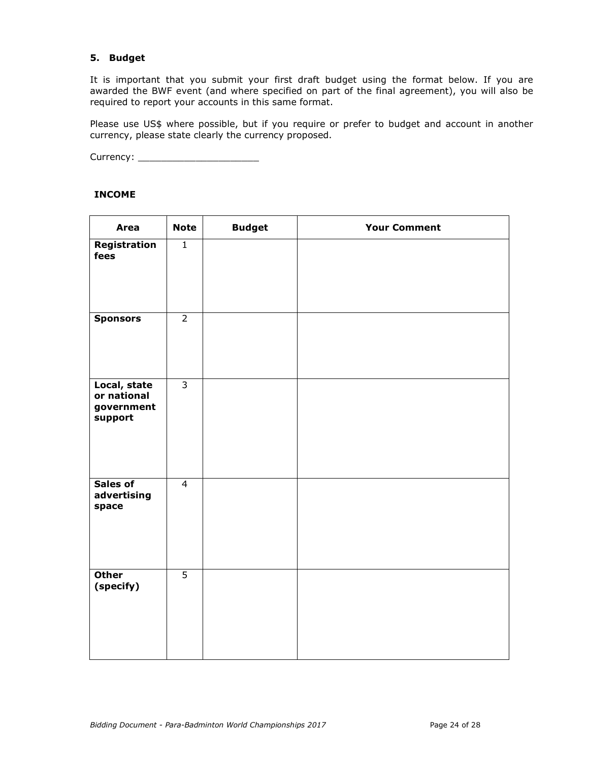### 5. Budget

It is important that you submit your first draft budget using the format below. If you are awarded the BWF event (and where specified on part of the final agreement), you will also be required to report your accounts in this same format.

Please use US$ where possible, but if you require or prefer to budget and account in another currency, please state clearly the currency proposed.

Currency: ______________________

**INCOME**

| Area | Note | Budget | Your Comment |
|---|---|---|---|
| **Registration fees** | 1 | | |
| **Sponsors** | 2 | | |
| **Local, state or national government support** | 3 | | |
| **Sales of advertising space** | 4 | | |
| **Other (specify)** | 5 | | |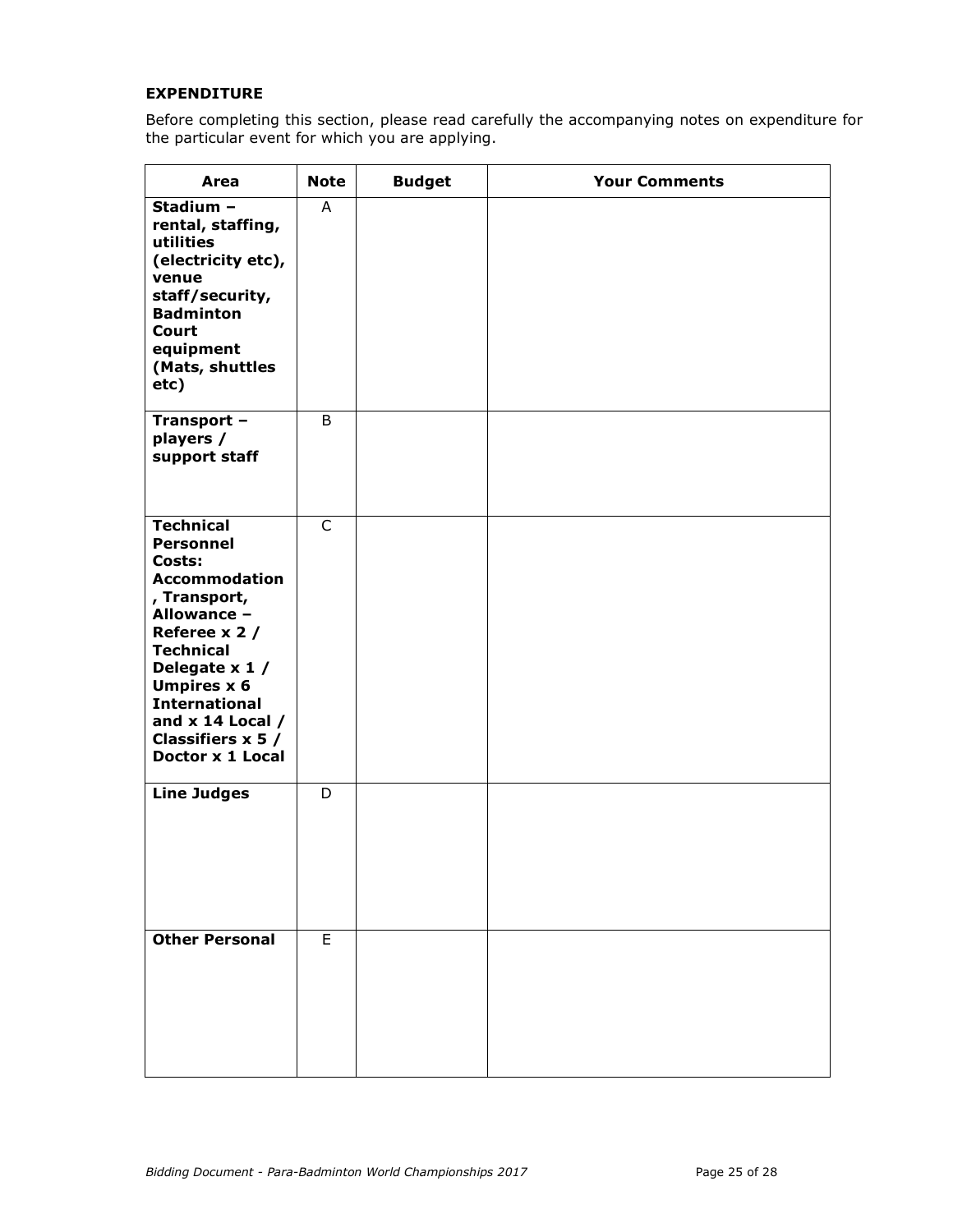**EXPENDITURE**

Before completing this section, please read carefully the accompanying notes on expenditure for the particular event for which you are applying.

| Area | Note | Budget | Your Comments |
|---|---|---|---|
| **Stadium – rental, staffing, utilities (electricity etc), venue staff/security, Badminton Court equipment (Mats, shuttles etc)** | A | | |
| **Transport – players / support staff** | B | | |
| **Technical Personnel Costs: Accommodation, Transport, Allowance – Referee x 2 / Technical Delegate x 1 / Umpires x 6 International and x 14 Local / Classifiers x 5 / Doctor x 1 Local** | C | | |
| **Line Judges** | D | | |
| **Other Personal** | E | | |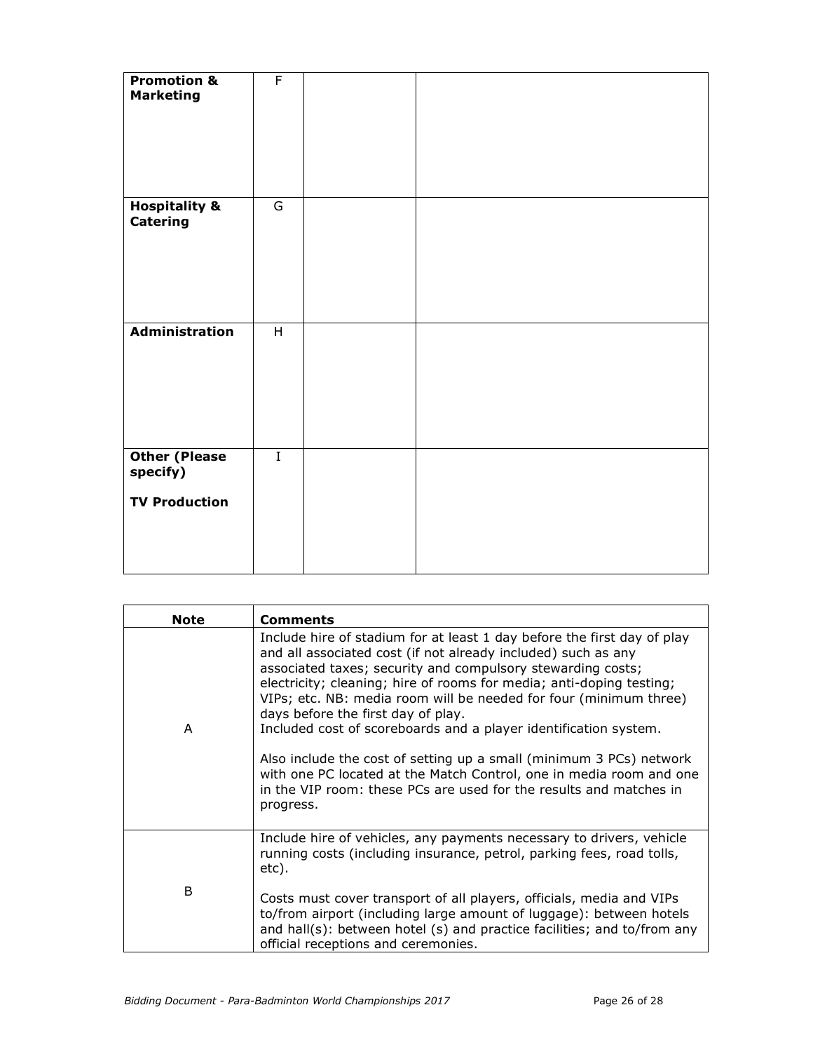| | | | |
|---|---|---|---|
| **Promotion & Marketing** | F | | |
| **Hospitality & Catering** | G | | |
| **Administration** | H | | |
| **Other (Please specify)**<br><br>**TV Production** | I | | |

| Note | Comments |
|---|---|
| A | Include hire of stadium for at least 1 day before the first day of play and all associated cost (if not already included) such as any associated taxes; security and compulsory stewarding costs; electricity; cleaning; hire of rooms for media; anti-doping testing; VIPs; etc. NB: media room will be needed for four (minimum three) days before the first day of play.<br>Included cost of scoreboards and a player identification system.<br><br>Also include the cost of setting up a small (minimum 3 PCs) network with one PC located at the Match Control, one in media room and one in the VIP room: these PCs are used for the results and matches in progress. |
| B | Include hire of vehicles, any payments necessary to drivers, vehicle running costs (including insurance, petrol, parking fees, road tolls, etc).<br><br>Costs must cover transport of all players, officials, media and VIPs to/from airport (including large amount of luggage): between hotels and hall(s): between hotel (s) and practice facilities; and to/from any official receptions and ceremonies. |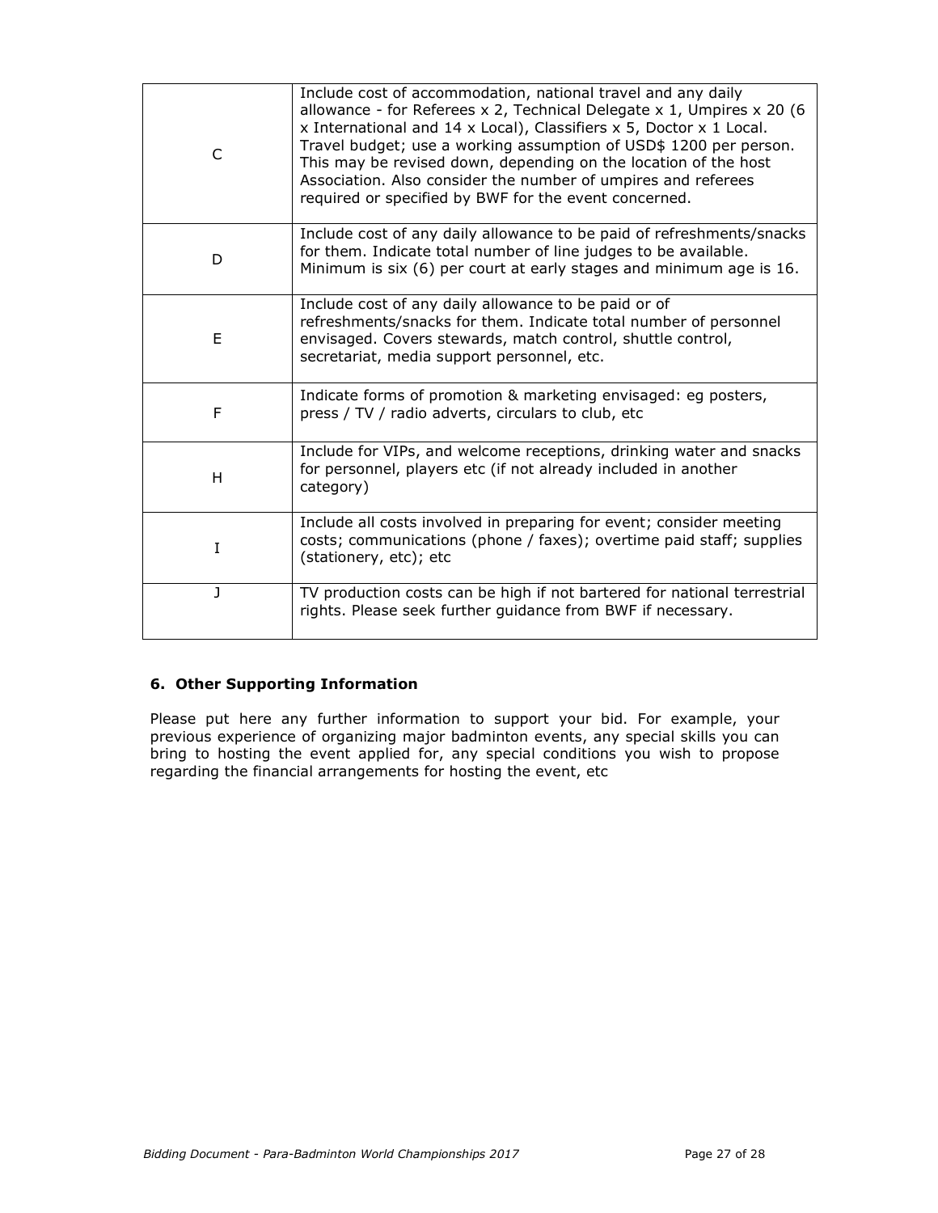| | |
|---|---|
| C | Include cost of accommodation, national travel and any daily allowance - for Referees x 2, Technical Delegate x 1, Umpires x 20 (6 x International and 14 x Local), Classifiers x 5, Doctor x 1 Local. Travel budget; use a working assumption of USD$ 1200 per person. This may be revised down, depending on the location of the host Association. Also consider the number of umpires and referees required or specified by BWF for the event concerned. |
| D | Include cost of any daily allowance to be paid of refreshments/snacks for them. Indicate total number of line judges to be available. Minimum is six (6) per court at early stages and minimum age is 16. |
| E | Include cost of any daily allowance to be paid or of refreshments/snacks for them. Indicate total number of personnel envisaged. Covers stewards, match control, shuttle control, secretariat, media support personnel, etc. |
| F | Indicate forms of promotion & marketing envisaged: eg posters, press / TV / radio adverts, circulars to club, etc |
| H | Include for VIPs, and welcome receptions, drinking water and snacks for personnel, players etc (if not already included in another category) |
| I | Include all costs involved in preparing for event; consider meeting costs; communications (phone / faxes); overtime paid staff; supplies (stationery, etc); etc |
| J | TV production costs can be high if not bartered for national terrestrial rights. Please seek further guidance from BWF if necessary. |

### 6. Other Supporting Information

Please put here any further information to support your bid. For example, your previous experience of organizing major badminton events, any special skills you can bring to hosting the event applied for, any special conditions you wish to propose regarding the financial arrangements for hosting the event, etc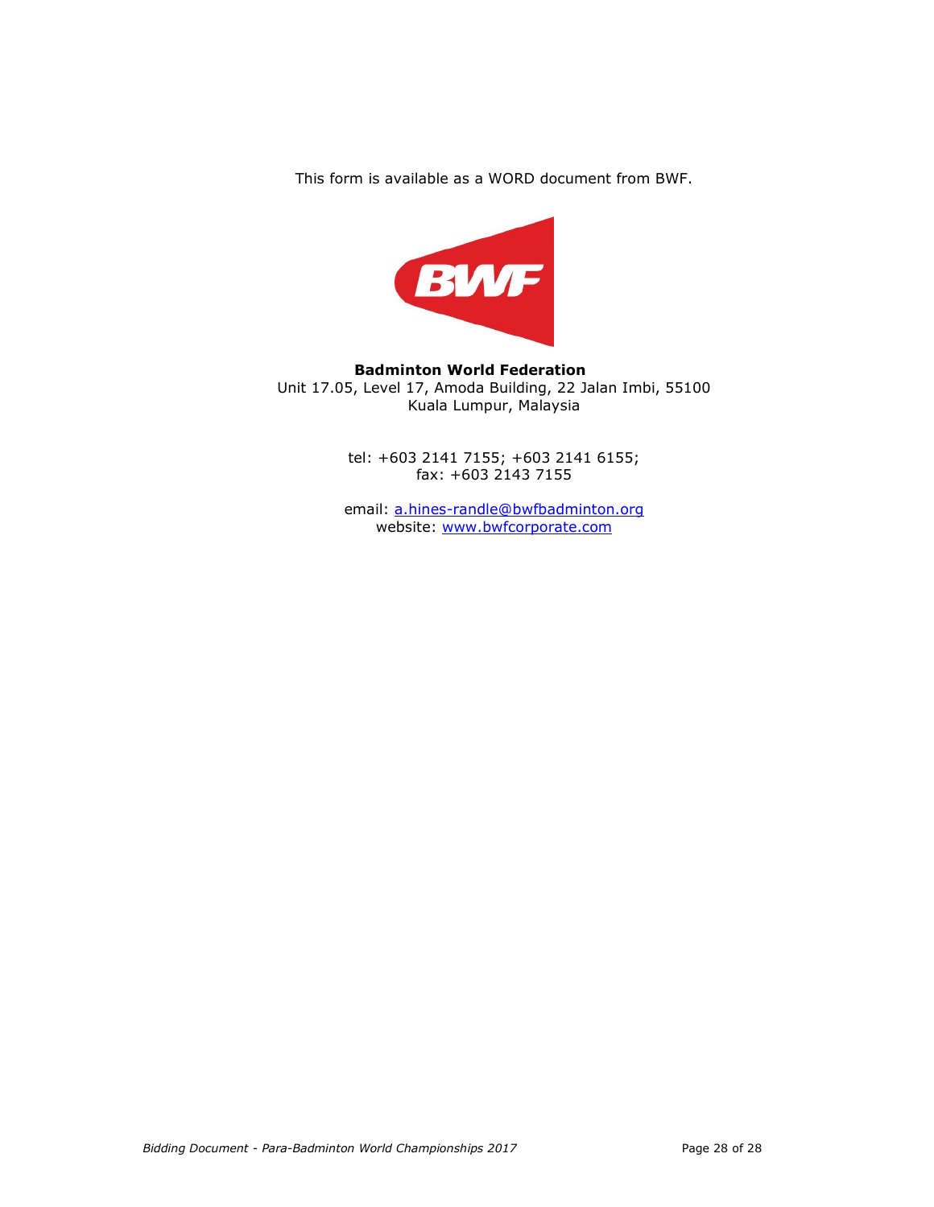This form is available as a WORD document from BWF.

**Badminton World Federation**
Unit 17.05, Level 17, Amoda Building, 22 Jalan Imbi, 55100
Kuala Lumpur, Malaysia

tel: +603 2141 7155; +603 2141 6155;
fax: +603 2143 7155

email: [a.hines-randle@bwfbadminton.org](mailto:a.hines-randle@bwfbadminton.org)
website: [www.bwfcorporate.com](http://www.bwfcorporate.com)